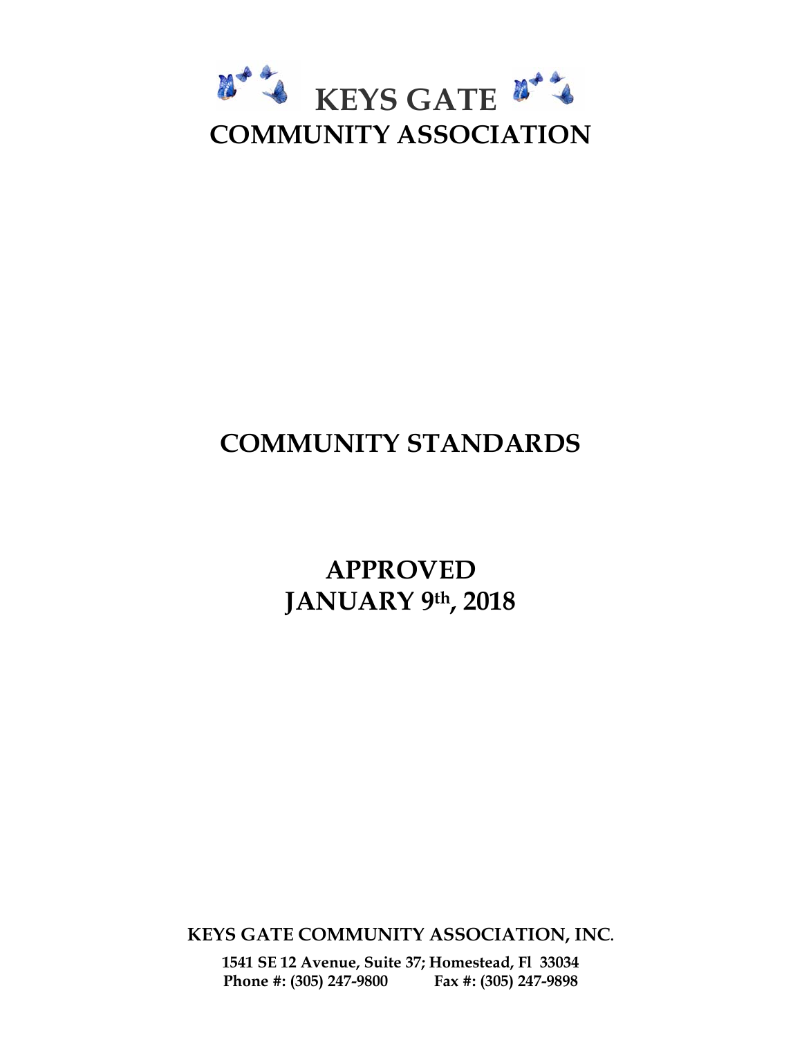# KEYS GATE
# COMMUNITY ASSOCIATION

# COMMUNITY STANDARDS

## APPROVED
## JANUARY 9th, 2018

**KEYS GATE COMMUNITY ASSOCIATION, INC.**

**1541 SE 12 Avenue, Suite 37; Homestead, Fl 33034**
**Phone #: (305) 247-9800 Fax #: (305) 247-9898**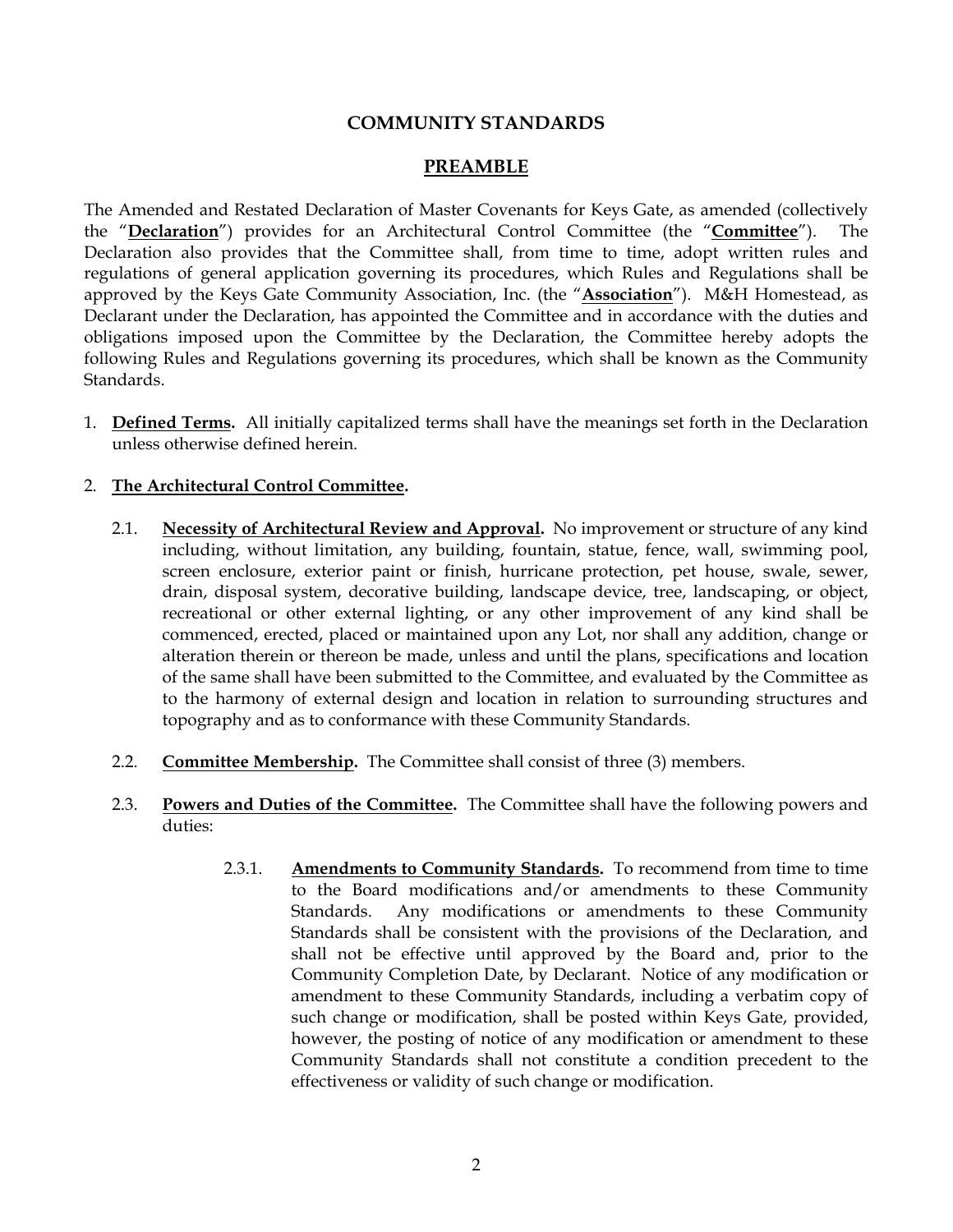## COMMUNITY STANDARDS

## PREAMBLE

The Amended and Restated Declaration of Master Covenants for Keys Gate, as amended (collectively the "**Declaration**") provides for an Architectural Control Committee (the "**Committee**"). The Declaration also provides that the Committee shall, from time to time, adopt written rules and regulations of general application governing its procedures, which Rules and Regulations shall be approved by the Keys Gate Community Association, Inc. (the "**Association**"). M&H Homestead, as Declarant under the Declaration, has appointed the Committee and in accordance with the duties and obligations imposed upon the Committee by the Declaration, the Committee hereby adopts the following Rules and Regulations governing its procedures, which shall be known as the Community Standards.

1. **Defined Terms.** All initially capitalized terms shall have the meanings set forth in the Declaration unless otherwise defined herein.

2. **The Architectural Control Committee.**

   2.1. **Necessity of Architectural Review and Approval.** No improvement or structure of any kind including, without limitation, any building, fountain, statue, fence, wall, swimming pool, screen enclosure, exterior paint or finish, hurricane protection, pet house, swale, sewer, drain, disposal system, decorative building, landscape device, tree, landscaping, or object, recreational or other external lighting, or any other improvement of any kind shall be commenced, erected, placed or maintained upon any Lot, nor shall any addition, change or alteration therein or thereon be made, unless and until the plans, specifications and location of the same shall have been submitted to the Committee, and evaluated by the Committee as to the harmony of external design and location in relation to surrounding structures and topography and as to conformance with these Community Standards.

   2.2. **Committee Membership.** The Committee shall consist of three (3) members.

   2.3. **Powers and Duties of the Committee.** The Committee shall have the following powers and duties:

      2.3.1. **Amendments to Community Standards.** To recommend from time to time to the Board modifications and/or amendments to these Community Standards. Any modifications or amendments to these Community Standards shall be consistent with the provisions of the Declaration, and shall not be effective until approved by the Board and, prior to the Community Completion Date, by Declarant. Notice of any modification or amendment to these Community Standards, including a verbatim copy of such change or modification, shall be posted within Keys Gate, provided, however, the posting of notice of any modification or amendment to these Community Standards shall not constitute a condition precedent to the effectiveness or validity of such change or modification.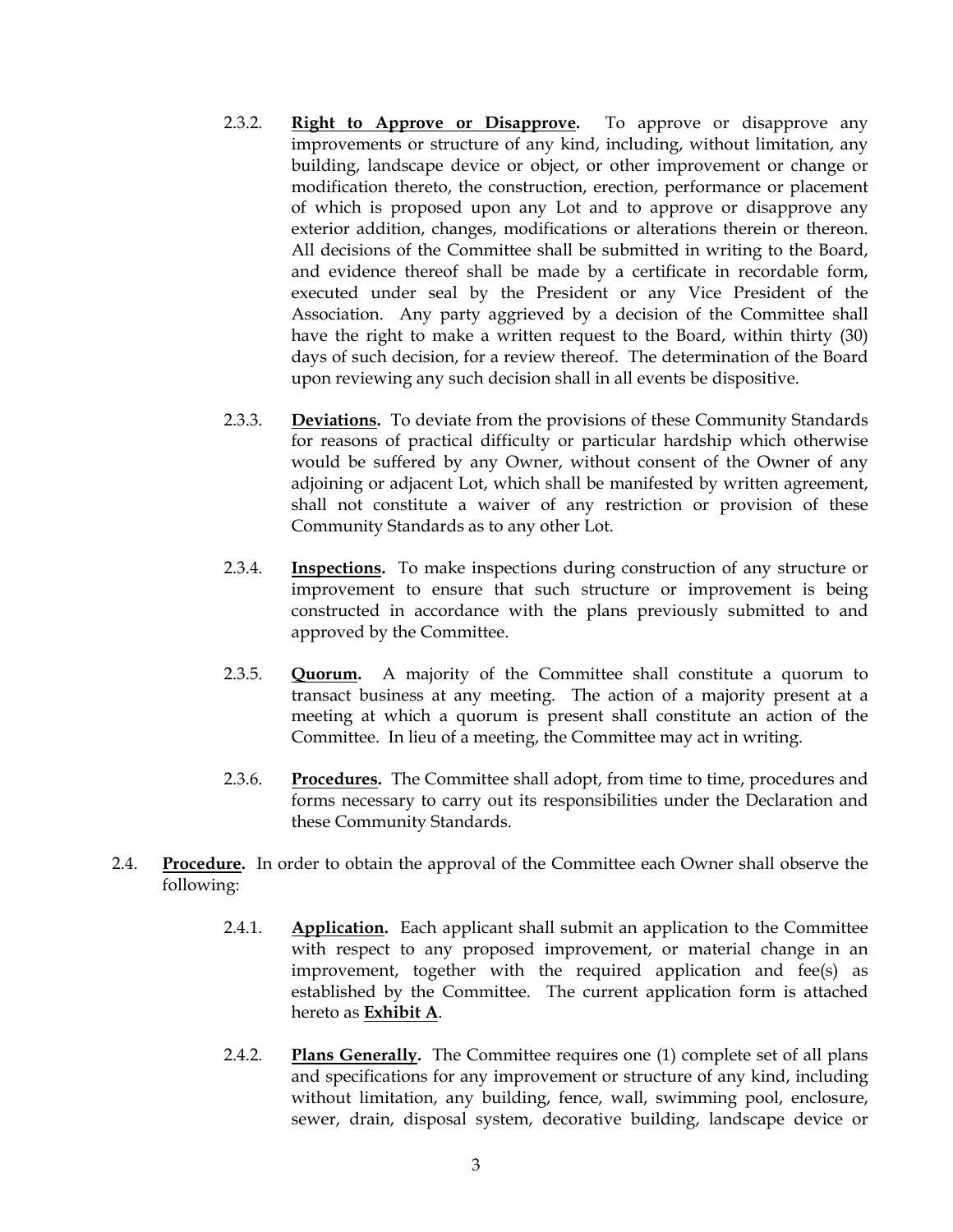2.3.2. **Right to Approve or Disapprove.** To approve or disapprove any improvements or structure of any kind, including, without limitation, any building, landscape device or object, or other improvement or change or modification thereto, the construction, erection, performance or placement of which is proposed upon any Lot and to approve or disapprove any exterior addition, changes, modifications or alterations therein or thereon. All decisions of the Committee shall be submitted in writing to the Board, and evidence thereof shall be made by a certificate in recordable form, executed under seal by the President or any Vice President of the Association. Any party aggrieved by a decision of the Committee shall have the right to make a written request to the Board, within thirty (30) days of such decision, for a review thereof. The determination of the Board upon reviewing any such decision shall in all events be dispositive.

2.3.3. **Deviations.** To deviate from the provisions of these Community Standards for reasons of practical difficulty or particular hardship which otherwise would be suffered by any Owner, without consent of the Owner of any adjoining or adjacent Lot, which shall be manifested by written agreement, shall not constitute a waiver of any restriction or provision of these Community Standards as to any other Lot.

2.3.4. **Inspections.** To make inspections during construction of any structure or improvement to ensure that such structure or improvement is being constructed in accordance with the plans previously submitted to and approved by the Committee.

2.3.5. **Quorum.** A majority of the Committee shall constitute a quorum to transact business at any meeting. The action of a majority present at a meeting at which a quorum is present shall constitute an action of the Committee. In lieu of a meeting, the Committee may act in writing.

2.3.6. **Procedures.** The Committee shall adopt, from time to time, procedures and forms necessary to carry out its responsibilities under the Declaration and these Community Standards.

2.4. **Procedure.** In order to obtain the approval of the Committee each Owner shall observe the following:

2.4.1. **Application.** Each applicant shall submit an application to the Committee with respect to any proposed improvement, or material change in an improvement, together with the required application and fee(s) as established by the Committee. The current application form is attached hereto as **Exhibit A**.

2.4.2. **Plans Generally.** The Committee requires one (1) complete set of all plans and specifications for any improvement or structure of any kind, including without limitation, any building, fence, wall, swimming pool, enclosure, sewer, drain, disposal system, decorative building, landscape device or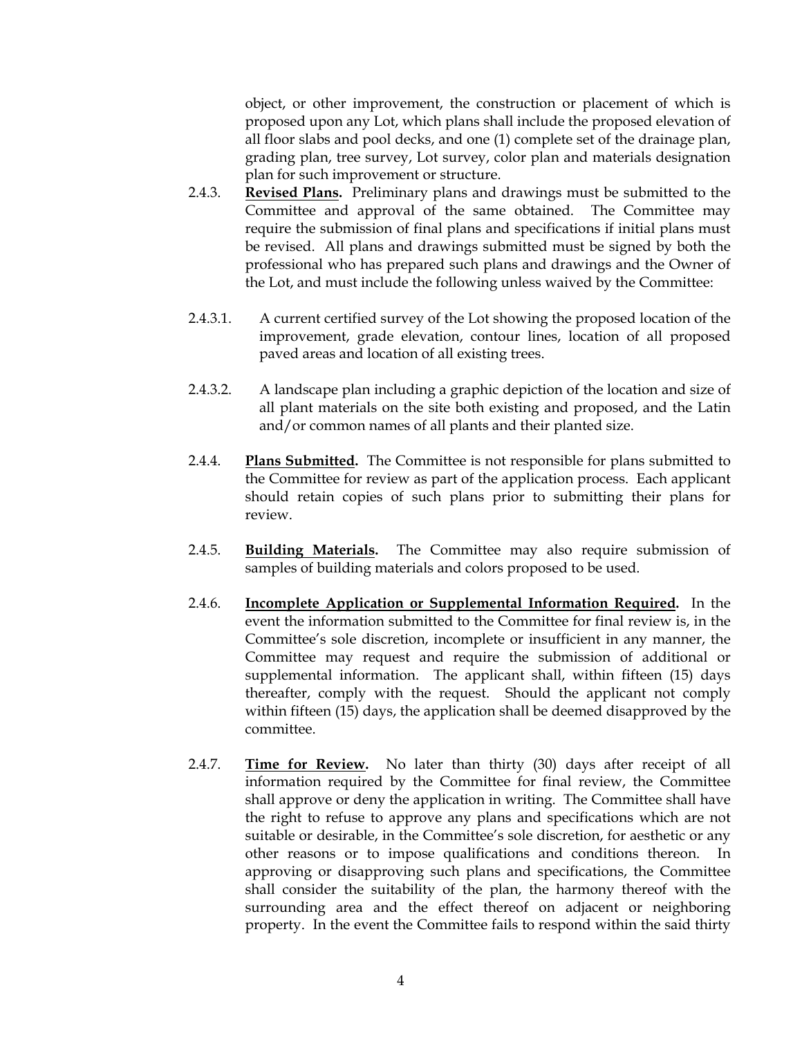object, or other improvement, the construction or placement of which is proposed upon any Lot, which plans shall include the proposed elevation of all floor slabs and pool decks, and one (1) complete set of the drainage plan, grading plan, tree survey, Lot survey, color plan and materials designation plan for such improvement or structure.

2.4.3. **Revised Plans.** Preliminary plans and drawings must be submitted to the Committee and approval of the same obtained. The Committee may require the submission of final plans and specifications if initial plans must be revised. All plans and drawings submitted must be signed by both the professional who has prepared such plans and drawings and the Owner of the Lot, and must include the following unless waived by the Committee:

2.4.3.1. A current certified survey of the Lot showing the proposed location of the improvement, grade elevation, contour lines, location of all proposed paved areas and location of all existing trees.

2.4.3.2. A landscape plan including a graphic depiction of the location and size of all plant materials on the site both existing and proposed, and the Latin and/or common names of all plants and their planted size.

2.4.4. **Plans Submitted.** The Committee is not responsible for plans submitted to the Committee for review as part of the application process. Each applicant should retain copies of such plans prior to submitting their plans for review.

2.4.5. **Building Materials.** The Committee may also require submission of samples of building materials and colors proposed to be used.

2.4.6. **Incomplete Application or Supplemental Information Required.** In the event the information submitted to the Committee for final review is, in the Committee's sole discretion, incomplete or insufficient in any manner, the Committee may request and require the submission of additional or supplemental information. The applicant shall, within fifteen (15) days thereafter, comply with the request. Should the applicant not comply within fifteen (15) days, the application shall be deemed disapproved by the committee.

2.4.7. **Time for Review.** No later than thirty (30) days after receipt of all information required by the Committee for final review, the Committee shall approve or deny the application in writing. The Committee shall have the right to refuse to approve any plans and specifications which are not suitable or desirable, in the Committee's sole discretion, for aesthetic or any other reasons or to impose qualifications and conditions thereon. In approving or disapproving such plans and specifications, the Committee shall consider the suitability of the plan, the harmony thereof with the surrounding area and the effect thereof on adjacent or neighboring property. In the event the Committee fails to respond within the said thirty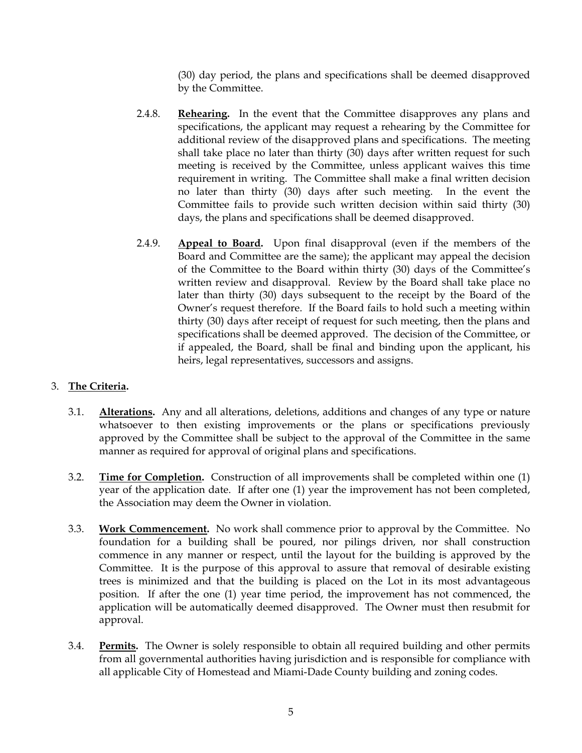(30) day period, the plans and specifications shall be deemed disapproved by the Committee.

2.4.8. **Rehearing.** In the event that the Committee disapproves any plans and specifications, the applicant may request a rehearing by the Committee for additional review of the disapproved plans and specifications. The meeting shall take place no later than thirty (30) days after written request for such meeting is received by the Committee, unless applicant waives this time requirement in writing. The Committee shall make a final written decision no later than thirty (30) days after such meeting. In the event the Committee fails to provide such written decision within said thirty (30) days, the plans and specifications shall be deemed disapproved.

2.4.9. **Appeal to Board.** Upon final disapproval (even if the members of the Board and Committee are the same); the applicant may appeal the decision of the Committee to the Board within thirty (30) days of the Committee's written review and disapproval. Review by the Board shall take place no later than thirty (30) days subsequent to the receipt by the Board of the Owner's request therefore. If the Board fails to hold such a meeting within thirty (30) days after receipt of request for such meeting, then the plans and specifications shall be deemed approved. The decision of the Committee, or if appealed, the Board, shall be final and binding upon the applicant, his heirs, legal representatives, successors and assigns.

3. **The Criteria.**

3.1. **Alterations.** Any and all alterations, deletions, additions and changes of any type or nature whatsoever to then existing improvements or the plans or specifications previously approved by the Committee shall be subject to the approval of the Committee in the same manner as required for approval of original plans and specifications.

3.2. **Time for Completion.** Construction of all improvements shall be completed within one (1) year of the application date. If after one (1) year the improvement has not been completed, the Association may deem the Owner in violation.

3.3. **Work Commencement.** No work shall commence prior to approval by the Committee. No foundation for a building shall be poured, nor pilings driven, nor shall construction commence in any manner or respect, until the layout for the building is approved by the Committee. It is the purpose of this approval to assure that removal of desirable existing trees is minimized and that the building is placed on the Lot in its most advantageous position. If after the one (1) year time period, the improvement has not commenced, the application will be automatically deemed disapproved. The Owner must then resubmit for approval.

3.4. **Permits.** The Owner is solely responsible to obtain all required building and other permits from all governmental authorities having jurisdiction and is responsible for compliance with all applicable City of Homestead and Miami-Dade County building and zoning codes.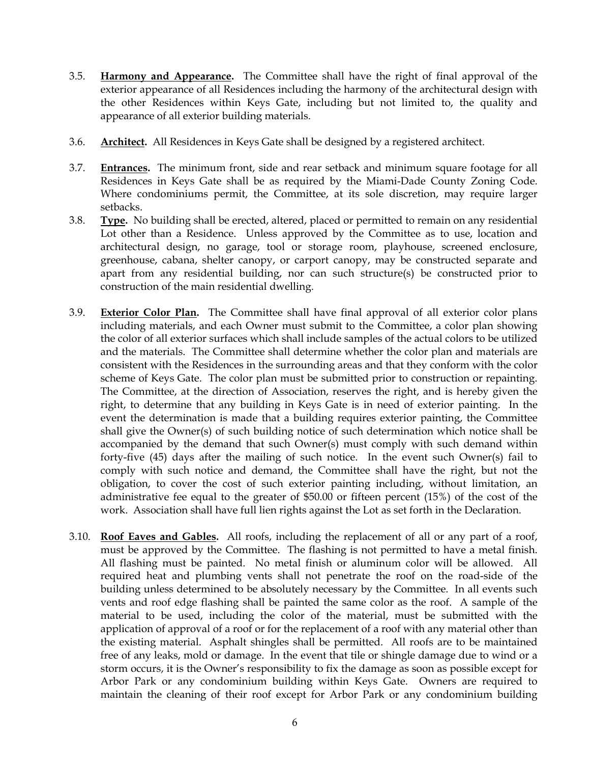3.5. **Harmony and Appearance.** The Committee shall have the right of final approval of the exterior appearance of all Residences including the harmony of the architectural design with the other Residences within Keys Gate, including but not limited to, the quality and appearance of all exterior building materials.

3.6. **Architect.** All Residences in Keys Gate shall be designed by a registered architect.

3.7. **Entrances.** The minimum front, side and rear setback and minimum square footage for all Residences in Keys Gate shall be as required by the Miami-Dade County Zoning Code. Where condominiums permit, the Committee, at its sole discretion, may require larger setbacks.

3.8. **Type.** No building shall be erected, altered, placed or permitted to remain on any residential Lot other than a Residence. Unless approved by the Committee as to use, location and architectural design, no garage, tool or storage room, playhouse, screened enclosure, greenhouse, cabana, shelter canopy, or carport canopy, may be constructed separate and apart from any residential building, nor can such structure(s) be constructed prior to construction of the main residential dwelling.

3.9. **Exterior Color Plan.** The Committee shall have final approval of all exterior color plans including materials, and each Owner must submit to the Committee, a color plan showing the color of all exterior surfaces which shall include samples of the actual colors to be utilized and the materials. The Committee shall determine whether the color plan and materials are consistent with the Residences in the surrounding areas and that they conform with the color scheme of Keys Gate. The color plan must be submitted prior to construction or repainting. The Committee, at the direction of Association, reserves the right, and is hereby given the right, to determine that any building in Keys Gate is in need of exterior painting. In the event the determination is made that a building requires exterior painting, the Committee shall give the Owner(s) of such building notice of such determination which notice shall be accompanied by the demand that such Owner(s) must comply with such demand within forty-five (45) days after the mailing of such notice. In the event such Owner(s) fail to comply with such notice and demand, the Committee shall have the right, but not the obligation, to cover the cost of such exterior painting including, without limitation, an administrative fee equal to the greater of $50.00 or fifteen percent (15%) of the cost of the work. Association shall have full lien rights against the Lot as set forth in the Declaration.

3.10. **Roof Eaves and Gables.** All roofs, including the replacement of all or any part of a roof, must be approved by the Committee. The flashing is not permitted to have a metal finish. All flashing must be painted. No metal finish or aluminum color will be allowed. All required heat and plumbing vents shall not penetrate the roof on the road-side of the building unless determined to be absolutely necessary by the Committee. In all events such vents and roof edge flashing shall be painted the same color as the roof. A sample of the material to be used, including the color of the material, must be submitted with the application of approval of a roof or for the replacement of a roof with any material other than the existing material. Asphalt shingles shall be permitted. All roofs are to be maintained free of any leaks, mold or damage. In the event that tile or shingle damage due to wind or a storm occurs, it is the Owner's responsibility to fix the damage as soon as possible except for Arbor Park or any condominium building within Keys Gate. Owners are required to maintain the cleaning of their roof except for Arbor Park or any condominium building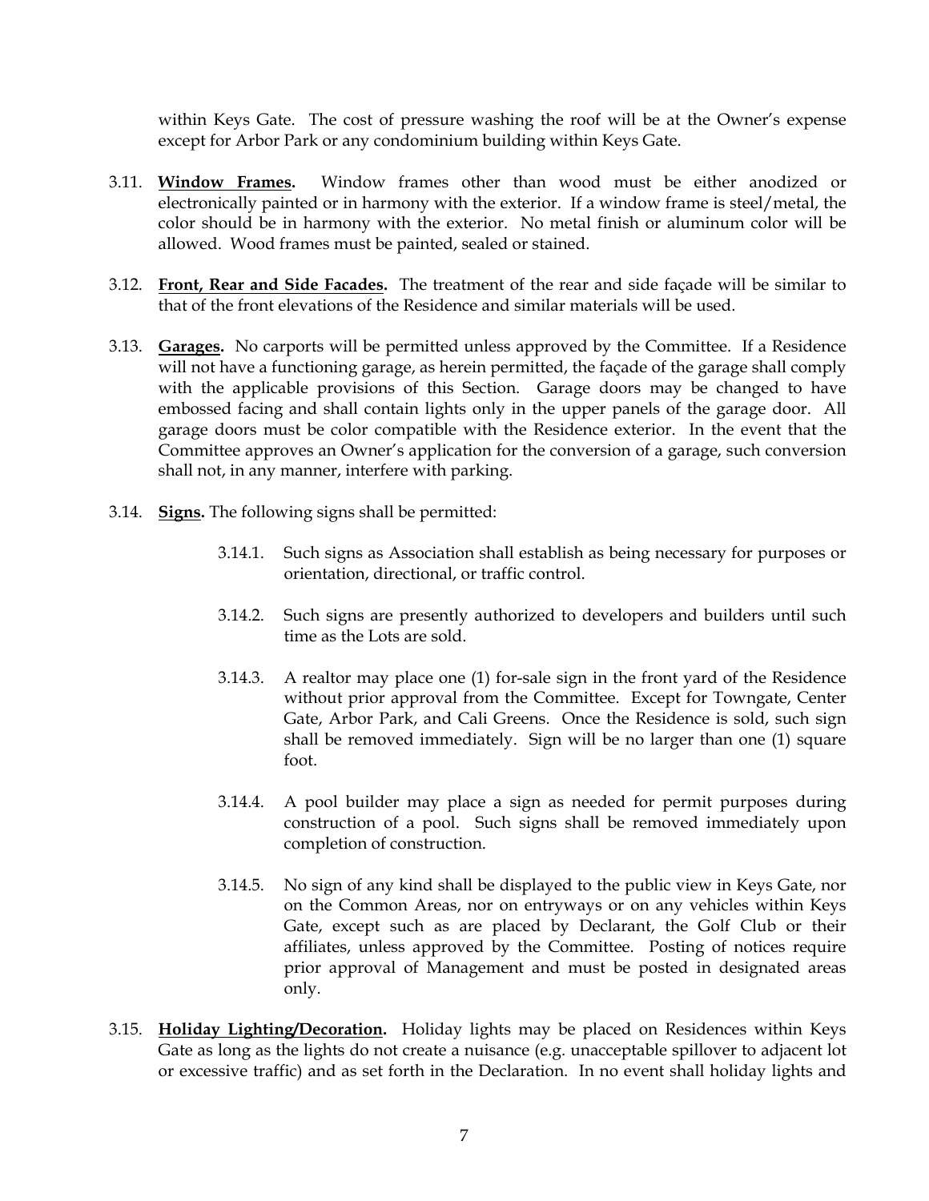within Keys Gate. The cost of pressure washing the roof will be at the Owner's expense except for Arbor Park or any condominium building within Keys Gate.

3.11. **Window Frames.** Window frames other than wood must be either anodized or electronically painted or in harmony with the exterior. If a window frame is steel/metal, the color should be in harmony with the exterior. No metal finish or aluminum color will be allowed. Wood frames must be painted, sealed or stained.

3.12. **Front, Rear and Side Facades.** The treatment of the rear and side façade will be similar to that of the front elevations of the Residence and similar materials will be used.

3.13. **Garages.** No carports will be permitted unless approved by the Committee. If a Residence will not have a functioning garage, as herein permitted, the façade of the garage shall comply with the applicable provisions of this Section. Garage doors may be changed to have embossed facing and shall contain lights only in the upper panels of the garage door. All garage doors must be color compatible with the Residence exterior. In the event that the Committee approves an Owner's application for the conversion of a garage, such conversion shall not, in any manner, interfere with parking.

3.14. **Signs.** The following signs shall be permitted:

3.14.1. Such signs as Association shall establish as being necessary for purposes or orientation, directional, or traffic control.

3.14.2. Such signs are presently authorized to developers and builders until such time as the Lots are sold.

3.14.3. A realtor may place one (1) for-sale sign in the front yard of the Residence without prior approval from the Committee. Except for Towngate, Center Gate, Arbor Park, and Cali Greens. Once the Residence is sold, such sign shall be removed immediately. Sign will be no larger than one (1) square foot.

3.14.4. A pool builder may place a sign as needed for permit purposes during construction of a pool. Such signs shall be removed immediately upon completion of construction.

3.14.5. No sign of any kind shall be displayed to the public view in Keys Gate, nor on the Common Areas, nor on entryways or on any vehicles within Keys Gate, except such as are placed by Declarant, the Golf Club or their affiliates, unless approved by the Committee. Posting of notices require prior approval of Management and must be posted in designated areas only.

3.15. **Holiday Lighting/Decoration.** Holiday lights may be placed on Residences within Keys Gate as long as the lights do not create a nuisance (e.g. unacceptable spillover to adjacent lot or excessive traffic) and as set forth in the Declaration. In no event shall holiday lights and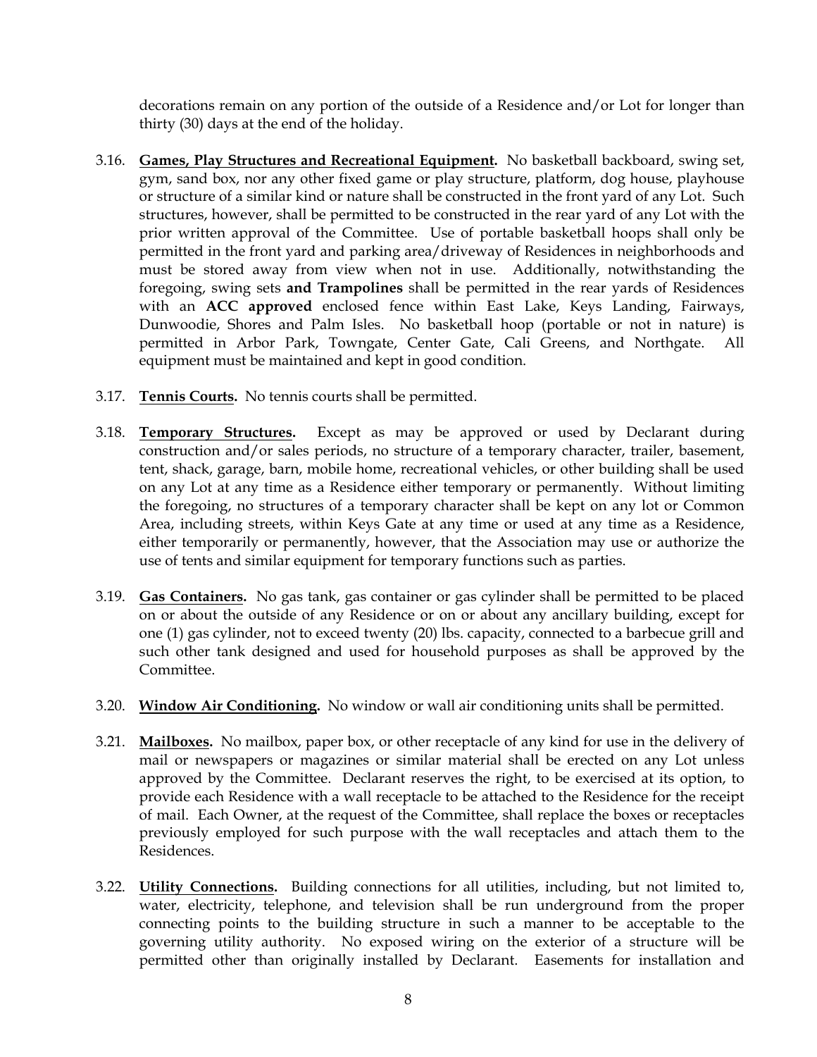decorations remain on any portion of the outside of a Residence and/or Lot for longer than thirty (30) days at the end of the holiday.

3.16. **Games, Play Structures and Recreational Equipment.** No basketball backboard, swing set, gym, sand box, nor any other fixed game or play structure, platform, dog house, playhouse or structure of a similar kind or nature shall be constructed in the front yard of any Lot. Such structures, however, shall be permitted to be constructed in the rear yard of any Lot with the prior written approval of the Committee. Use of portable basketball hoops shall only be permitted in the front yard and parking area/driveway of Residences in neighborhoods and must be stored away from view when not in use. Additionally, notwithstanding the foregoing, swing sets **and Trampolines** shall be permitted in the rear yards of Residences with an **ACC approved** enclosed fence within East Lake, Keys Landing, Fairways, Dunwoodie, Shores and Palm Isles. No basketball hoop (portable or not in nature) is permitted in Arbor Park, Towngate, Center Gate, Cali Greens, and Northgate. All equipment must be maintained and kept in good condition.

3.17. **Tennis Courts.** No tennis courts shall be permitted.

3.18. **Temporary Structures.** Except as may be approved or used by Declarant during construction and/or sales periods, no structure of a temporary character, trailer, basement, tent, shack, garage, barn, mobile home, recreational vehicles, or other building shall be used on any Lot at any time as a Residence either temporary or permanently. Without limiting the foregoing, no structures of a temporary character shall be kept on any lot or Common Area, including streets, within Keys Gate at any time or used at any time as a Residence, either temporarily or permanently, however, that the Association may use or authorize the use of tents and similar equipment for temporary functions such as parties.

3.19. **Gas Containers.** No gas tank, gas container or gas cylinder shall be permitted to be placed on or about the outside of any Residence or on or about any ancillary building, except for one (1) gas cylinder, not to exceed twenty (20) lbs. capacity, connected to a barbecue grill and such other tank designed and used for household purposes as shall be approved by the Committee.

3.20. **Window Air Conditioning.** No window or wall air conditioning units shall be permitted.

3.21. **Mailboxes.** No mailbox, paper box, or other receptacle of any kind for use in the delivery of mail or newspapers or magazines or similar material shall be erected on any Lot unless approved by the Committee. Declarant reserves the right, to be exercised at its option, to provide each Residence with a wall receptacle to be attached to the Residence for the receipt of mail. Each Owner, at the request of the Committee, shall replace the boxes or receptacles previously employed for such purpose with the wall receptacles and attach them to the Residences.

3.22. **Utility Connections.** Building connections for all utilities, including, but not limited to, water, electricity, telephone, and television shall be run underground from the proper connecting points to the building structure in such a manner to be acceptable to the governing utility authority. No exposed wiring on the exterior of a structure will be permitted other than originally installed by Declarant. Easements for installation and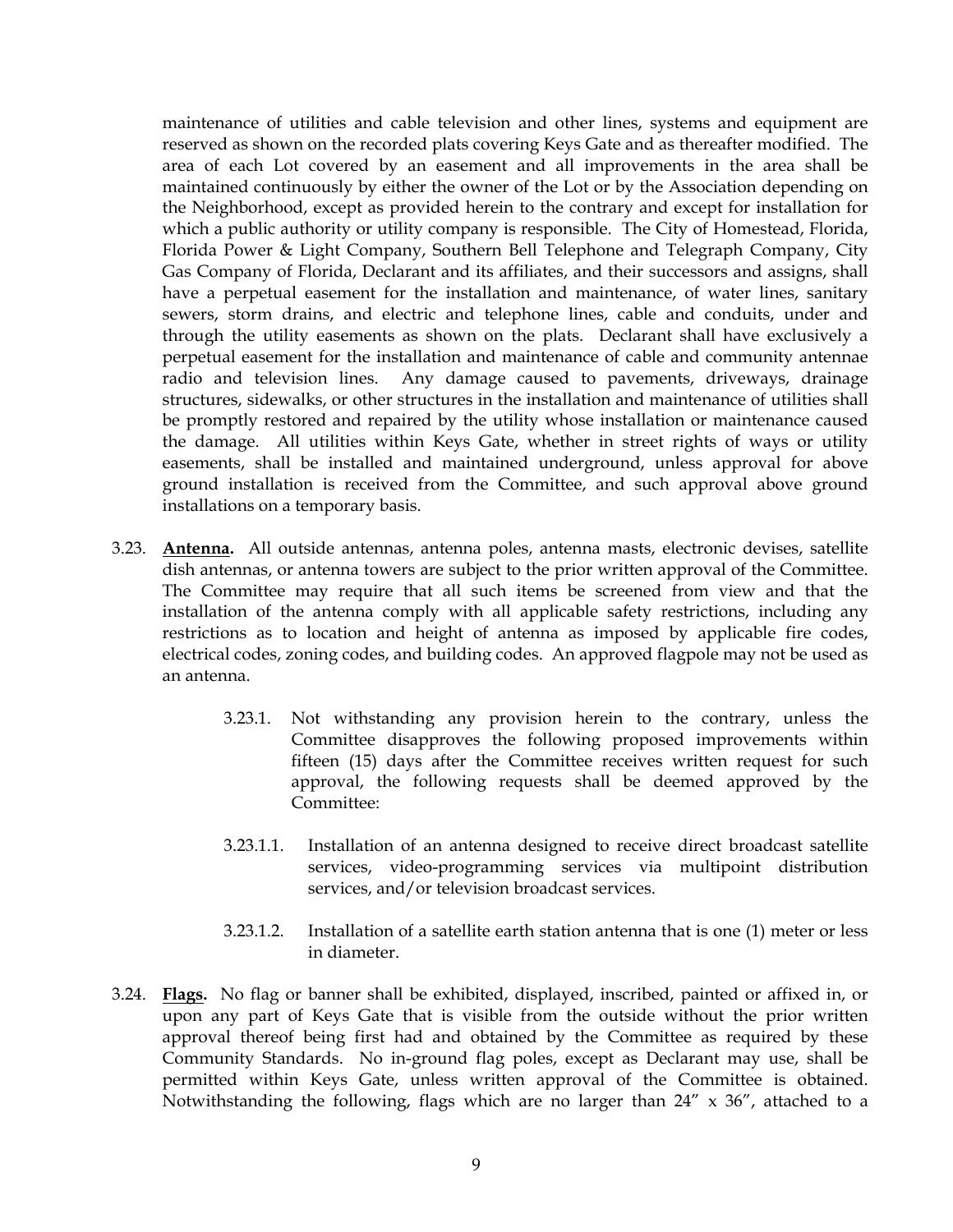maintenance of utilities and cable television and other lines, systems and equipment are reserved as shown on the recorded plats covering Keys Gate and as thereafter modified. The area of each Lot covered by an easement and all improvements in the area shall be maintained continuously by either the owner of the Lot or by the Association depending on the Neighborhood, except as provided herein to the contrary and except for installation for which a public authority or utility company is responsible. The City of Homestead, Florida, Florida Power & Light Company, Southern Bell Telephone and Telegraph Company, City Gas Company of Florida, Declarant and its affiliates, and their successors and assigns, shall have a perpetual easement for the installation and maintenance, of water lines, sanitary sewers, storm drains, and electric and telephone lines, cable and conduits, under and through the utility easements as shown on the plats. Declarant shall have exclusively a perpetual easement for the installation and maintenance of cable and community antennae radio and television lines. Any damage caused to pavements, driveways, drainage structures, sidewalks, or other structures in the installation and maintenance of utilities shall be promptly restored and repaired by the utility whose installation or maintenance caused the damage. All utilities within Keys Gate, whether in street rights of ways or utility easements, shall be installed and maintained underground, unless approval for above ground installation is received from the Committee, and such approval above ground installations on a temporary basis.

3.23. **Antenna.** All outside antennas, antenna poles, antenna masts, electronic devises, satellite dish antennas, or antenna towers are subject to the prior written approval of the Committee. The Committee may require that all such items be screened from view and that the installation of the antenna comply with all applicable safety restrictions, including any restrictions as to location and height of antenna as imposed by applicable fire codes, electrical codes, zoning codes, and building codes. An approved flagpole may not be used as an antenna.

3.23.1. Not withstanding any provision herein to the contrary, unless the Committee disapproves the following proposed improvements within fifteen (15) days after the Committee receives written request for such approval, the following requests shall be deemed approved by the Committee:

3.23.1.1. Installation of an antenna designed to receive direct broadcast satellite services, video-programming services via multipoint distribution services, and/or television broadcast services.

3.23.1.2. Installation of a satellite earth station antenna that is one (1) meter or less in diameter.

3.24. **Flags.** No flag or banner shall be exhibited, displayed, inscribed, painted or affixed in, or upon any part of Keys Gate that is visible from the outside without the prior written approval thereof being first had and obtained by the Committee as required by these Community Standards. No in-ground flag poles, except as Declarant may use, shall be permitted within Keys Gate, unless written approval of the Committee is obtained. Notwithstanding the following, flags which are no larger than 24" x 36", attached to a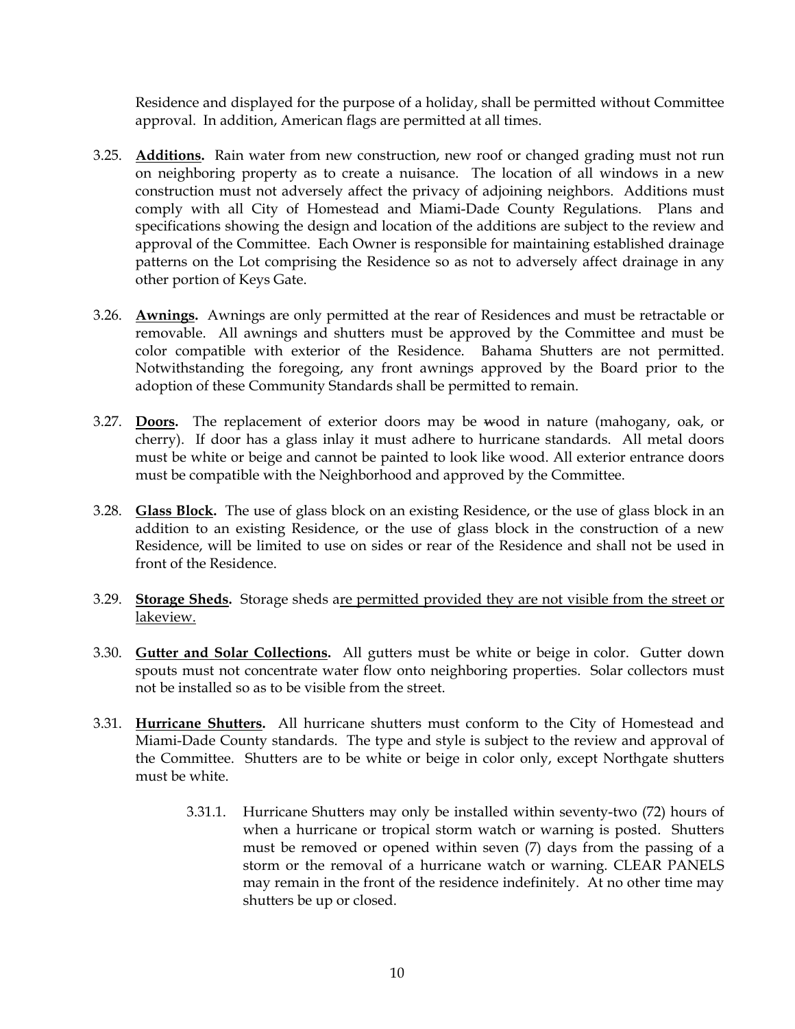Residence and displayed for the purpose of a holiday, shall be permitted without Committee approval. In addition, American flags are permitted at all times.

3.25. **Additions.** Rain water from new construction, new roof or changed grading must not run on neighboring property as to create a nuisance. The location of all windows in a new construction must not adversely affect the privacy of adjoining neighbors. Additions must comply with all City of Homestead and Miami-Dade County Regulations. Plans and specifications showing the design and location of the additions are subject to the review and approval of the Committee. Each Owner is responsible for maintaining established drainage patterns on the Lot comprising the Residence so as not to adversely affect drainage in any other portion of Keys Gate.

3.26. **Awnings.** Awnings are only permitted at the rear of Residences and must be retractable or removable. All awnings and shutters must be approved by the Committee and must be color compatible with exterior of the Residence. Bahama Shutters are not permitted. Notwithstanding the foregoing, any front awnings approved by the Board prior to the adoption of these Community Standards shall be permitted to remain.

3.27. **Doors.** The replacement of exterior doors may be wood in nature (mahogany, oak, or cherry). If door has a glass inlay it must adhere to hurricane standards. All metal doors must be white or beige and cannot be painted to look like wood. All exterior entrance doors must be compatible with the Neighborhood and approved by the Committee.

3.28. **Glass Block.** The use of glass block on an existing Residence, or the use of glass block in an addition to an existing Residence, or the use of glass block in the construction of a new Residence, will be limited to use on sides or rear of the Residence and shall not be used in front of the Residence.

3.29. **Storage Sheds.** Storage sheds are permitted provided they are not visible from the street or lakeview.

3.30. **Gutter and Solar Collections.** All gutters must be white or beige in color. Gutter down spouts must not concentrate water flow onto neighboring properties. Solar collectors must not be installed so as to be visible from the street.

3.31. **Hurricane Shutters.** All hurricane shutters must conform to the City of Homestead and Miami-Dade County standards. The type and style is subject to the review and approval of the Committee. Shutters are to be white or beige in color only, except Northgate shutters must be white.

3.31.1. Hurricane Shutters may only be installed within seventy-two (72) hours of when a hurricane or tropical storm watch or warning is posted. Shutters must be removed or opened within seven (7) days from the passing of a storm or the removal of a hurricane watch or warning. CLEAR PANELS may remain in the front of the residence indefinitely. At no other time may shutters be up or closed.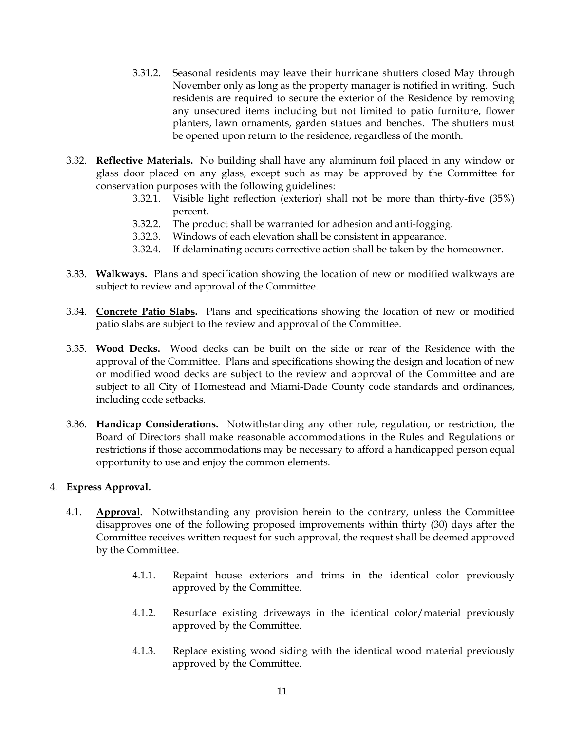3.31.2. Seasonal residents may leave their hurricane shutters closed May through November only as long as the property manager is notified in writing. Such residents are required to secure the exterior of the Residence by removing any unsecured items including but not limited to patio furniture, flower planters, lawn ornaments, garden statues and benches. The shutters must be opened upon return to the residence, regardless of the month.

3.32. **Reflective Materials.** No building shall have any aluminum foil placed in any window or glass door placed on any glass, except such as may be approved by the Committee for conservation purposes with the following guidelines:

3.32.1. Visible light reflection (exterior) shall not be more than thirty-five (35%) percent.

3.32.2. The product shall be warranted for adhesion and anti-fogging.

3.32.3. Windows of each elevation shall be consistent in appearance.

3.32.4. If delaminating occurs corrective action shall be taken by the homeowner.

3.33. **Walkways.** Plans and specification showing the location of new or modified walkways are subject to review and approval of the Committee.

3.34. **Concrete Patio Slabs.** Plans and specifications showing the location of new or modified patio slabs are subject to the review and approval of the Committee.

3.35. **Wood Decks.** Wood decks can be built on the side or rear of the Residence with the approval of the Committee. Plans and specifications showing the design and location of new or modified wood decks are subject to the review and approval of the Committee and are subject to all City of Homestead and Miami-Dade County code standards and ordinances, including code setbacks.

3.36. **Handicap Considerations.** Notwithstanding any other rule, regulation, or restriction, the Board of Directors shall make reasonable accommodations in the Rules and Regulations or restrictions if those accommodations may be necessary to afford a handicapped person equal opportunity to use and enjoy the common elements.

4. **Express Approval.**

4.1. **Approval.** Notwithstanding any provision herein to the contrary, unless the Committee disapproves one of the following proposed improvements within thirty (30) days after the Committee receives written request for such approval, the request shall be deemed approved by the Committee.

4.1.1. Repaint house exteriors and trims in the identical color previously approved by the Committee.

4.1.2. Resurface existing driveways in the identical color/material previously approved by the Committee.

4.1.3. Replace existing wood siding with the identical wood material previously approved by the Committee.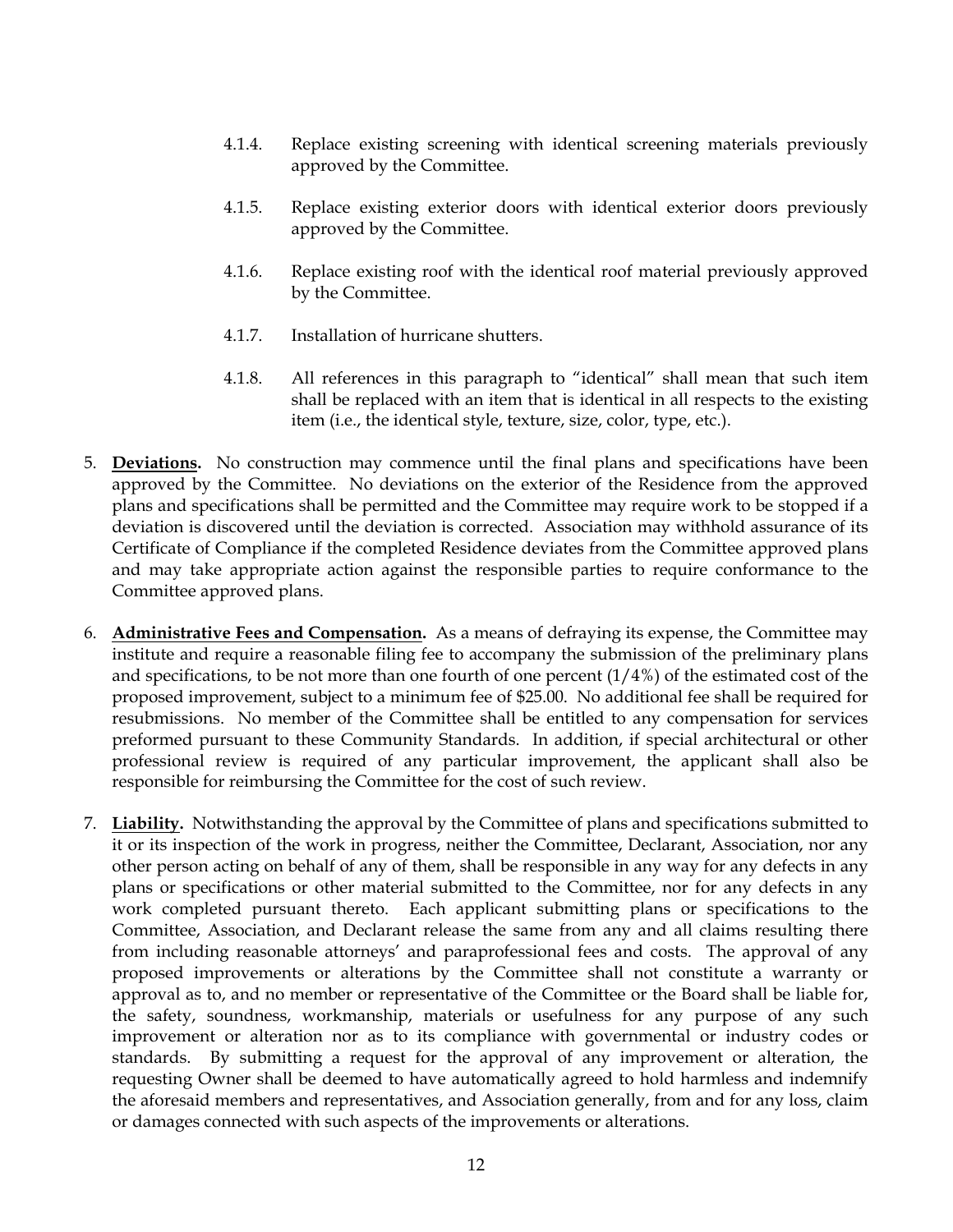4.1.4. Replace existing screening with identical screening materials previously approved by the Committee.

4.1.5. Replace existing exterior doors with identical exterior doors previously approved by the Committee.

4.1.6. Replace existing roof with the identical roof material previously approved by the Committee.

4.1.7. Installation of hurricane shutters.

4.1.8. All references in this paragraph to "identical" shall mean that such item shall be replaced with an item that is identical in all respects to the existing item (i.e., the identical style, texture, size, color, type, etc.).

5. **Deviations.** No construction may commence until the final plans and specifications have been approved by the Committee. No deviations on the exterior of the Residence from the approved plans and specifications shall be permitted and the Committee may require work to be stopped if a deviation is discovered until the deviation is corrected. Association may withhold assurance of its Certificate of Compliance if the completed Residence deviates from the Committee approved plans and may take appropriate action against the responsible parties to require conformance to the Committee approved plans.

6. **Administrative Fees and Compensation.** As a means of defraying its expense, the Committee may institute and require a reasonable filing fee to accompany the submission of the preliminary plans and specifications, to be not more than one fourth of one percent (1/4%) of the estimated cost of the proposed improvement, subject to a minimum fee of $25.00. No additional fee shall be required for resubmissions. No member of the Committee shall be entitled to any compensation for services preformed pursuant to these Community Standards. In addition, if special architectural or other professional review is required of any particular improvement, the applicant shall also be responsible for reimbursing the Committee for the cost of such review.

7. **Liability.** Notwithstanding the approval by the Committee of plans and specifications submitted to it or its inspection of the work in progress, neither the Committee, Declarant, Association, nor any other person acting on behalf of any of them, shall be responsible in any way for any defects in any plans or specifications or other material submitted to the Committee, nor for any defects in any work completed pursuant thereto. Each applicant submitting plans or specifications to the Committee, Association, and Declarant release the same from any and all claims resulting there from including reasonable attorneys' and paraprofessional fees and costs. The approval of any proposed improvements or alterations by the Committee shall not constitute a warranty or approval as to, and no member or representative of the Committee or the Board shall be liable for, the safety, soundness, workmanship, materials or usefulness for any purpose of any such improvement or alteration nor as to its compliance with governmental or industry codes or standards. By submitting a request for the approval of any improvement or alteration, the requesting Owner shall be deemed to have automatically agreed to hold harmless and indemnify the aforesaid members and representatives, and Association generally, from and for any loss, claim or damages connected with such aspects of the improvements or alterations.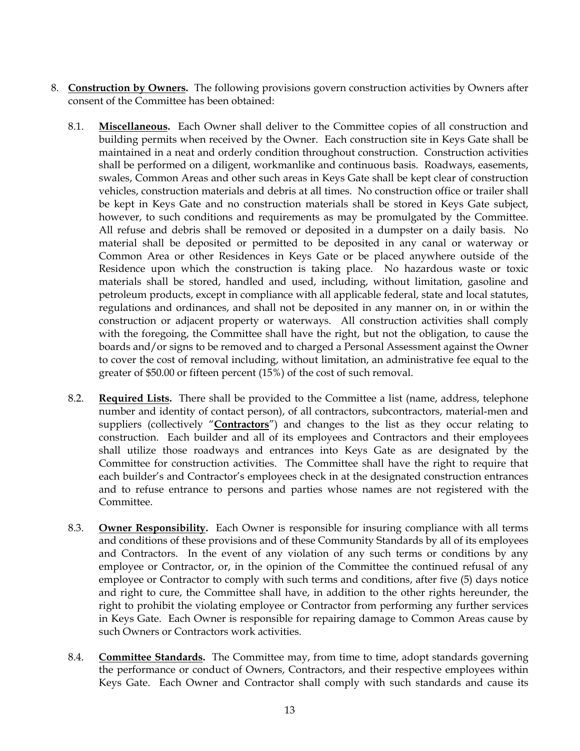8. **<u>Construction by Owners</u>.** The following provisions govern construction activities by Owners after consent of the Committee has been obtained:

   8.1. **<u>Miscellaneous</u>.** Each Owner shall deliver to the Committee copies of all construction and building permits when received by the Owner. Each construction site in Keys Gate shall be maintained in a neat and orderly condition throughout construction. Construction activities shall be performed on a diligent, workmanlike and continuous basis. Roadways, easements, swales, Common Areas and other such areas in Keys Gate shall be kept clear of construction vehicles, construction materials and debris at all times. No construction office or trailer shall be kept in Keys Gate and no construction materials shall be stored in Keys Gate subject, however, to such conditions and requirements as may be promulgated by the Committee. All refuse and debris shall be removed or deposited in a dumpster on a daily basis. No material shall be deposited or permitted to be deposited in any canal or waterway or Common Area or other Residences in Keys Gate or be placed anywhere outside of the Residence upon which the construction is taking place. No hazardous waste or toxic materials shall be stored, handled and used, including, without limitation, gasoline and petroleum products, except in compliance with all applicable federal, state and local statutes, regulations and ordinances, and shall not be deposited in any manner on, in or within the construction or adjacent property or waterways. All construction activities shall comply with the foregoing, the Committee shall have the right, but not the obligation, to cause the boards and/or signs to be removed and to charged a Personal Assessment against the Owner to cover the cost of removal including, without limitation, an administrative fee equal to the greater of $50.00 or fifteen percent (15%) of the cost of such removal.

   8.2. **<u>Required Lists</u>.** There shall be provided to the Committee a list (name, address, telephone number and identity of contact person), of all contractors, subcontractors, material-men and suppliers (collectively "**<u>Contractors</u>**") and changes to the list as they occur relating to construction. Each builder and all of its employees and Contractors and their employees shall utilize those roadways and entrances into Keys Gate as are designated by the Committee for construction activities. The Committee shall have the right to require that each builder's and Contractor's employees check in at the designated construction entrances and to refuse entrance to persons and parties whose names are not registered with the Committee.

   8.3. **<u>Owner Responsibility</u>.** Each Owner is responsible for insuring compliance with all terms and conditions of these provisions and of these Community Standards by all of its employees and Contractors. In the event of any violation of any such terms or conditions by any employee or Contractor, or, in the opinion of the Committee the continued refusal of any employee or Contractor to comply with such terms and conditions, after five (5) days notice and right to cure, the Committee shall have, in addition to the other rights hereunder, the right to prohibit the violating employee or Contractor from performing any further services in Keys Gate. Each Owner is responsible for repairing damage to Common Areas cause by such Owners or Contractors work activities.

   8.4. **<u>Committee Standards</u>.** The Committee may, from time to time, adopt standards governing the performance or conduct of Owners, Contractors, and their respective employees within Keys Gate. Each Owner and Contractor shall comply with such standards and cause its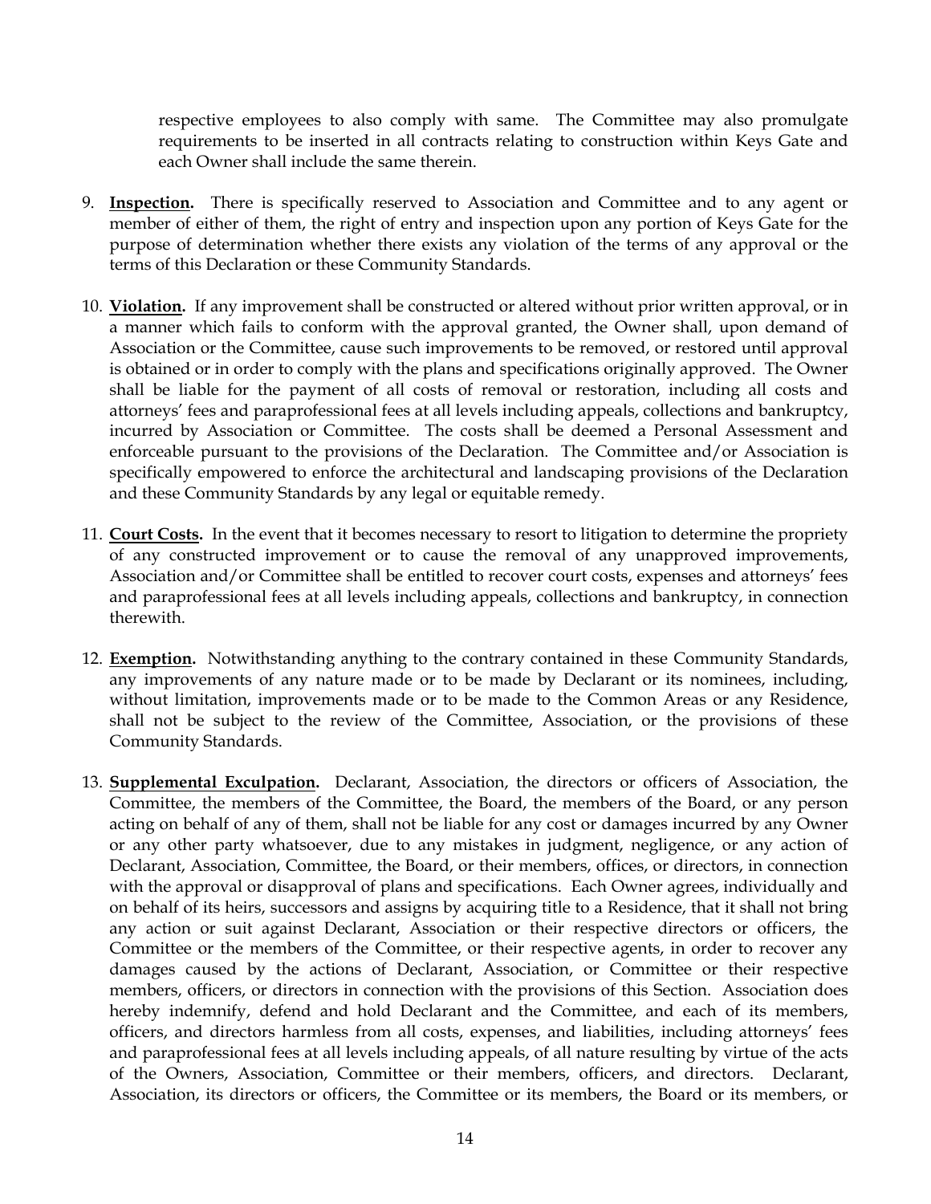respective employees to also comply with same. The Committee may also promulgate requirements to be inserted in all contracts relating to construction within Keys Gate and each Owner shall include the same therein.

9. **Inspection.** There is specifically reserved to Association and Committee and to any agent or member of either of them, the right of entry and inspection upon any portion of Keys Gate for the purpose of determination whether there exists any violation of the terms of any approval or the terms of this Declaration or these Community Standards.

10. **Violation.** If any improvement shall be constructed or altered without prior written approval, or in a manner which fails to conform with the approval granted, the Owner shall, upon demand of Association or the Committee, cause such improvements to be removed, or restored until approval is obtained or in order to comply with the plans and specifications originally approved. The Owner shall be liable for the payment of all costs of removal or restoration, including all costs and attorneys' fees and paraprofessional fees at all levels including appeals, collections and bankruptcy, incurred by Association or Committee. The costs shall be deemed a Personal Assessment and enforceable pursuant to the provisions of the Declaration. The Committee and/or Association is specifically empowered to enforce the architectural and landscaping provisions of the Declaration and these Community Standards by any legal or equitable remedy.

11. **Court Costs.** In the event that it becomes necessary to resort to litigation to determine the propriety of any constructed improvement or to cause the removal of any unapproved improvements, Association and/or Committee shall be entitled to recover court costs, expenses and attorneys' fees and paraprofessional fees at all levels including appeals, collections and bankruptcy, in connection therewith.

12. **Exemption.** Notwithstanding anything to the contrary contained in these Community Standards, any improvements of any nature made or to be made by Declarant or its nominees, including, without limitation, improvements made or to be made to the Common Areas or any Residence, shall not be subject to the review of the Committee, Association, or the provisions of these Community Standards.

13. **Supplemental Exculpation.** Declarant, Association, the directors or officers of Association, the Committee, the members of the Committee, the Board, the members of the Board, or any person acting on behalf of any of them, shall not be liable for any cost or damages incurred by any Owner or any other party whatsoever, due to any mistakes in judgment, negligence, or any action of Declarant, Association, Committee, the Board, or their members, offices, or directors, in connection with the approval or disapproval of plans and specifications. Each Owner agrees, individually and on behalf of its heirs, successors and assigns by acquiring title to a Residence, that it shall not bring any action or suit against Declarant, Association or their respective directors or officers, the Committee or the members of the Committee, or their respective agents, in order to recover any damages caused by the actions of Declarant, Association, or Committee or their respective members, officers, or directors in connection with the provisions of this Section. Association does hereby indemnify, defend and hold Declarant and the Committee, and each of its members, officers, and directors harmless from all costs, expenses, and liabilities, including attorneys' fees and paraprofessional fees at all levels including appeals, of all nature resulting by virtue of the acts of the Owners, Association, Committee or their members, officers, and directors. Declarant, Association, its directors or officers, the Committee or its members, the Board or its members, or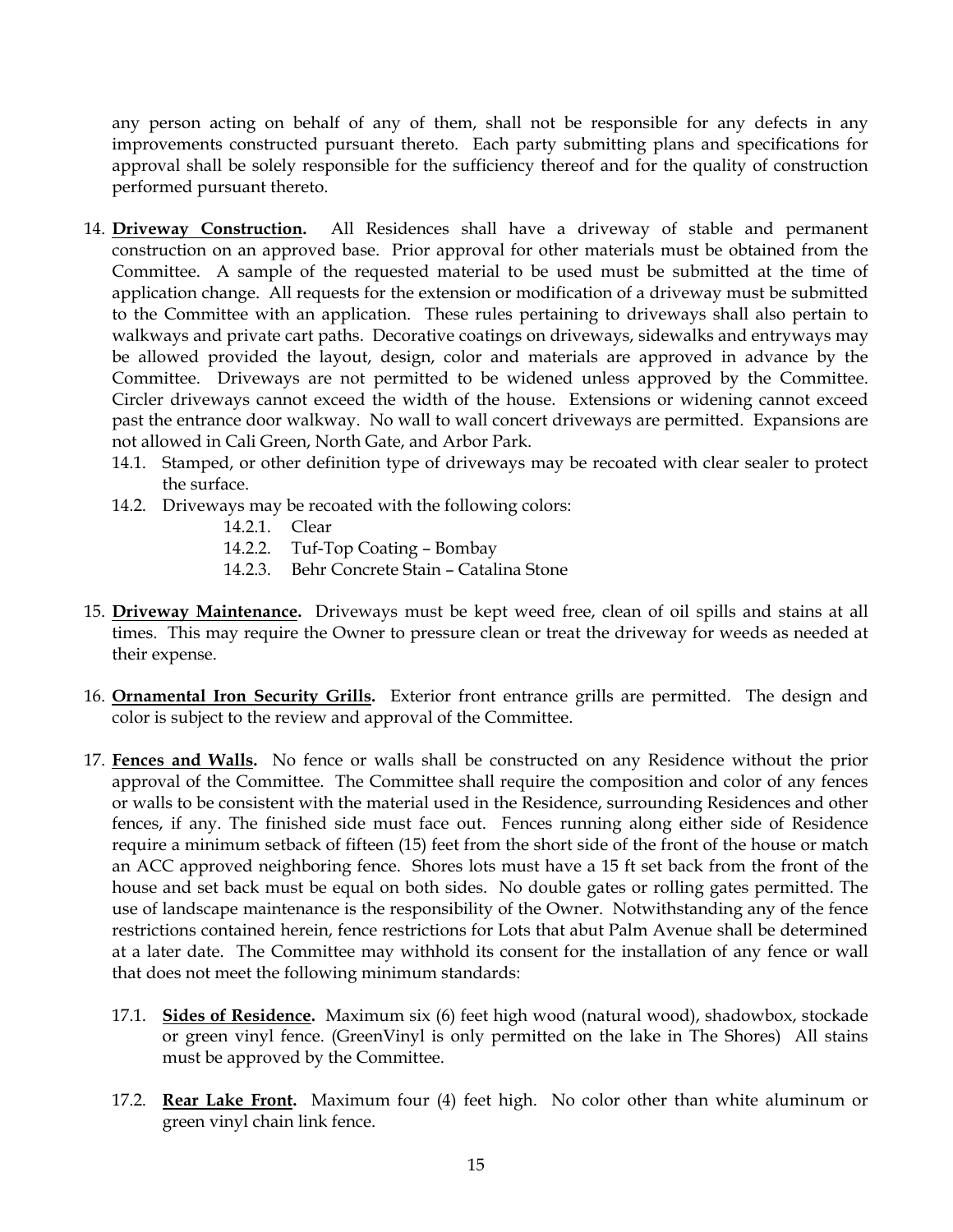any person acting on behalf of any of them, shall not be responsible for any defects in any improvements constructed pursuant thereto. Each party submitting plans and specifications for approval shall be solely responsible for the sufficiency thereof and for the quality of construction performed pursuant thereto.

14. **<u>Driveway Construction</u>.** All Residences shall have a driveway of stable and permanent construction on an approved base. Prior approval for other materials must be obtained from the Committee. A sample of the requested material to be used must be submitted at the time of application change. All requests for the extension or modification of a driveway must be submitted to the Committee with an application. These rules pertaining to driveways shall also pertain to walkways and private cart paths. Decorative coatings on driveways, sidewalks and entryways may be allowed provided the layout, design, color and materials are approved in advance by the Committee. Driveways are not permitted to be widened unless approved by the Committee. Circler driveways cannot exceed the width of the house. Extensions or widening cannot exceed past the entrance door walkway. No wall to wall concert driveways are permitted. Expansions are not allowed in Cali Green, North Gate, and Arbor Park.
    - 14.1. Stamped, or other definition type of driveways may be recoated with clear sealer to protect the surface.
    - 14.2. Driveways may be recoated with the following colors:
        - 14.2.1. Clear
        - 14.2.2. Tuf-Top Coating – Bombay
        - 14.2.3. Behr Concrete Stain – Catalina Stone

15. **<u>Driveway Maintenance</u>.** Driveways must be kept weed free, clean of oil spills and stains at all times. This may require the Owner to pressure clean or treat the driveway for weeds as needed at their expense.

16. **<u>Ornamental Iron Security Grills</u>.** Exterior front entrance grills are permitted. The design and color is subject to the review and approval of the Committee.

17. **<u>Fences and Walls</u>.** No fence or walls shall be constructed on any Residence without the prior approval of the Committee. The Committee shall require the composition and color of any fences or walls to be consistent with the material used in the Residence, surrounding Residences and other fences, if any. The finished side must face out. Fences running along either side of Residence require a minimum setback of fifteen (15) feet from the short side of the front of the house or match an ACC approved neighboring fence. Shores lots must have a 15 ft set back from the front of the house and set back must be equal on both sides. No double gates or rolling gates permitted. The use of landscape maintenance is the responsibility of the Owner. Notwithstanding any of the fence restrictions contained herein, fence restrictions for Lots that abut Palm Avenue shall be determined at a later date. The Committee may withhold its consent for the installation of any fence or wall that does not meet the following minimum standards:

    - 17.1. **<u>Sides of Residence</u>.** Maximum six (6) feet high wood (natural wood), shadowbox, stockade or green vinyl fence. (GreenVinyl is only permitted on the lake in The Shores) All stains must be approved by the Committee.

    - 17.2. **<u>Rear Lake Front</u>.** Maximum four (4) feet high. No color other than white aluminum or green vinyl chain link fence.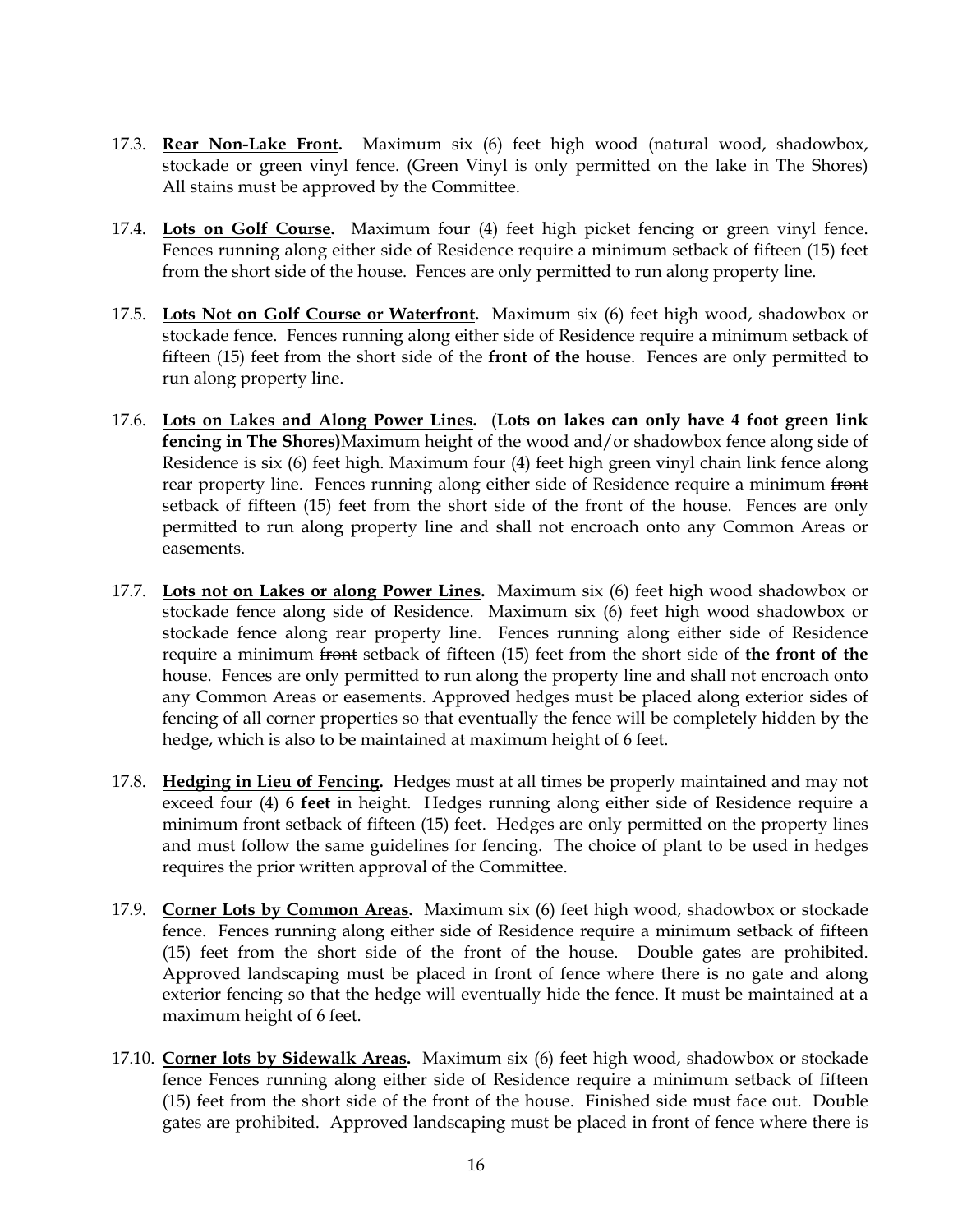17.3. **<u>Rear Non-Lake Front.</u>** Maximum six (6) feet high wood (natural wood, shadowbox, stockade or green vinyl fence. (Green Vinyl is only permitted on the lake in The Shores) All stains must be approved by the Committee.

17.4. **<u>Lots on Golf Course.</u>** Maximum four (4) feet high picket fencing or green vinyl fence. Fences running along either side of Residence require a minimum setback of fifteen (15) feet from the short side of the house. Fences are only permitted to run along property line.

17.5. **<u>Lots Not on Golf Course or Waterfront.</u>** Maximum six (6) feet high wood, shadowbox or stockade fence. Fences running along either side of Residence require a minimum setback of fifteen (15) feet from the short side of the **front of the** house. Fences are only permitted to run along property line.

17.6. **<u>Lots on Lakes and Along Power Lines.</u>** (**Lots on lakes can only have 4 foot green link fencing in The Shores)**Maximum height of the wood and/or shadowbox fence along side of Residence is six (6) feet high. Maximum four (4) feet high green vinyl chain link fence along rear property line. Fences running along either side of Residence require a minimum ~~front~~ setback of fifteen (15) feet from the short side of the front of the house. Fences are only permitted to run along property line and shall not encroach onto any Common Areas or easements.

17.7. **<u>Lots not on Lakes or along Power Lines.</u>** Maximum six (6) feet high wood shadowbox or stockade fence along side of Residence. Maximum six (6) feet high wood shadowbox or stockade fence along rear property line. Fences running along either side of Residence require a minimum ~~front~~ setback of fifteen (15) feet from the short side of **the front of the** house. Fences are only permitted to run along the property line and shall not encroach onto any Common Areas or easements. Approved hedges must be placed along exterior sides of fencing of all corner properties so that eventually the fence will be completely hidden by the hedge, which is also to be maintained at maximum height of 6 feet.

17.8. **<u>Hedging in Lieu of Fencing.</u>** Hedges must at all times be properly maintained and may not exceed four (4) **6 feet** in height. Hedges running along either side of Residence require a minimum front setback of fifteen (15) feet. Hedges are only permitted on the property lines and must follow the same guidelines for fencing. The choice of plant to be used in hedges requires the prior written approval of the Committee.

17.9. **<u>Corner Lots by Common Areas.</u>** Maximum six (6) feet high wood, shadowbox or stockade fence. Fences running along either side of Residence require a minimum setback of fifteen (15) feet from the short side of the front of the house. Double gates are prohibited. Approved landscaping must be placed in front of fence where there is no gate and along exterior fencing so that the hedge will eventually hide the fence. It must be maintained at a maximum height of 6 feet.

17.10. **<u>Corner lots by Sidewalk Areas.</u>** Maximum six (6) feet high wood, shadowbox or stockade fence Fences running along either side of Residence require a minimum setback of fifteen (15) feet from the short side of the front of the house. Finished side must face out. Double gates are prohibited. Approved landscaping must be placed in front of fence where there is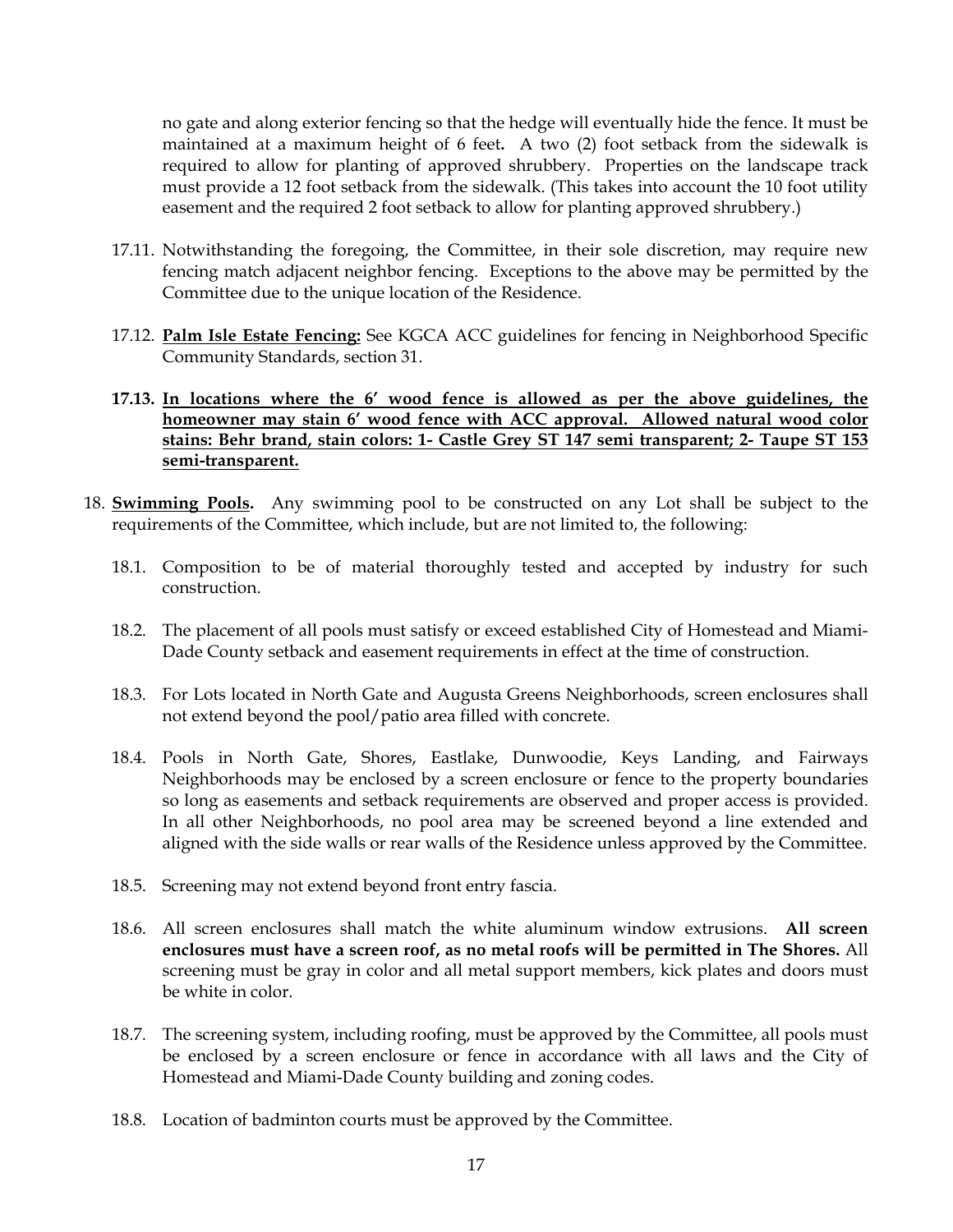no gate and along exterior fencing so that the hedge will eventually hide the fence. It must be maintained at a maximum height of 6 feet**.** A two (2) foot setback from the sidewalk is required to allow for planting of approved shrubbery. Properties on the landscape track must provide a 12 foot setback from the sidewalk. (This takes into account the 10 foot utility easement and the required 2 foot setback to allow for planting approved shrubbery.)

17.11. Notwithstanding the foregoing, the Committee, in their sole discretion, may require new fencing match adjacent neighbor fencing. Exceptions to the above may be permitted by the Committee due to the unique location of the Residence.

17.12. <u>**Palm Isle Estate Fencing:**</u> See KGCA ACC guidelines for fencing in Neighborhood Specific Community Standards, section 31.

**17.13. <u>In locations where the 6' wood fence is allowed as per the above guidelines, the homeowner may stain 6' wood fence with ACC approval. Allowed natural wood color stains: Behr brand, stain colors: 1- Castle Grey ST 147 semi transparent; 2- Taupe ST 153 semi-transparent.</u>**

18. <u>**Swimming Pools.**</u> Any swimming pool to be constructed on any Lot shall be subject to the requirements of the Committee, which include, but are not limited to, the following:

18.1. Composition to be of material thoroughly tested and accepted by industry for such construction.

18.2. The placement of all pools must satisfy or exceed established City of Homestead and Miami-Dade County setback and easement requirements in effect at the time of construction.

18.3. For Lots located in North Gate and Augusta Greens Neighborhoods, screen enclosures shall not extend beyond the pool/patio area filled with concrete.

18.4. Pools in North Gate, Shores, Eastlake, Dunwoodie, Keys Landing, and Fairways Neighborhoods may be enclosed by a screen enclosure or fence to the property boundaries so long as easements and setback requirements are observed and proper access is provided. In all other Neighborhoods, no pool area may be screened beyond a line extended and aligned with the side walls or rear walls of the Residence unless approved by the Committee.

18.5. Screening may not extend beyond front entry fascia.

18.6. All screen enclosures shall match the white aluminum window extrusions. **All screen enclosures must have a screen roof, as no metal roofs will be permitted in The Shores.** All screening must be gray in color and all metal support members, kick plates and doors must be white in color.

18.7. The screening system, including roofing, must be approved by the Committee, all pools must be enclosed by a screen enclosure or fence in accordance with all laws and the City of Homestead and Miami-Dade County building and zoning codes.

18.8. Location of badminton courts must be approved by the Committee.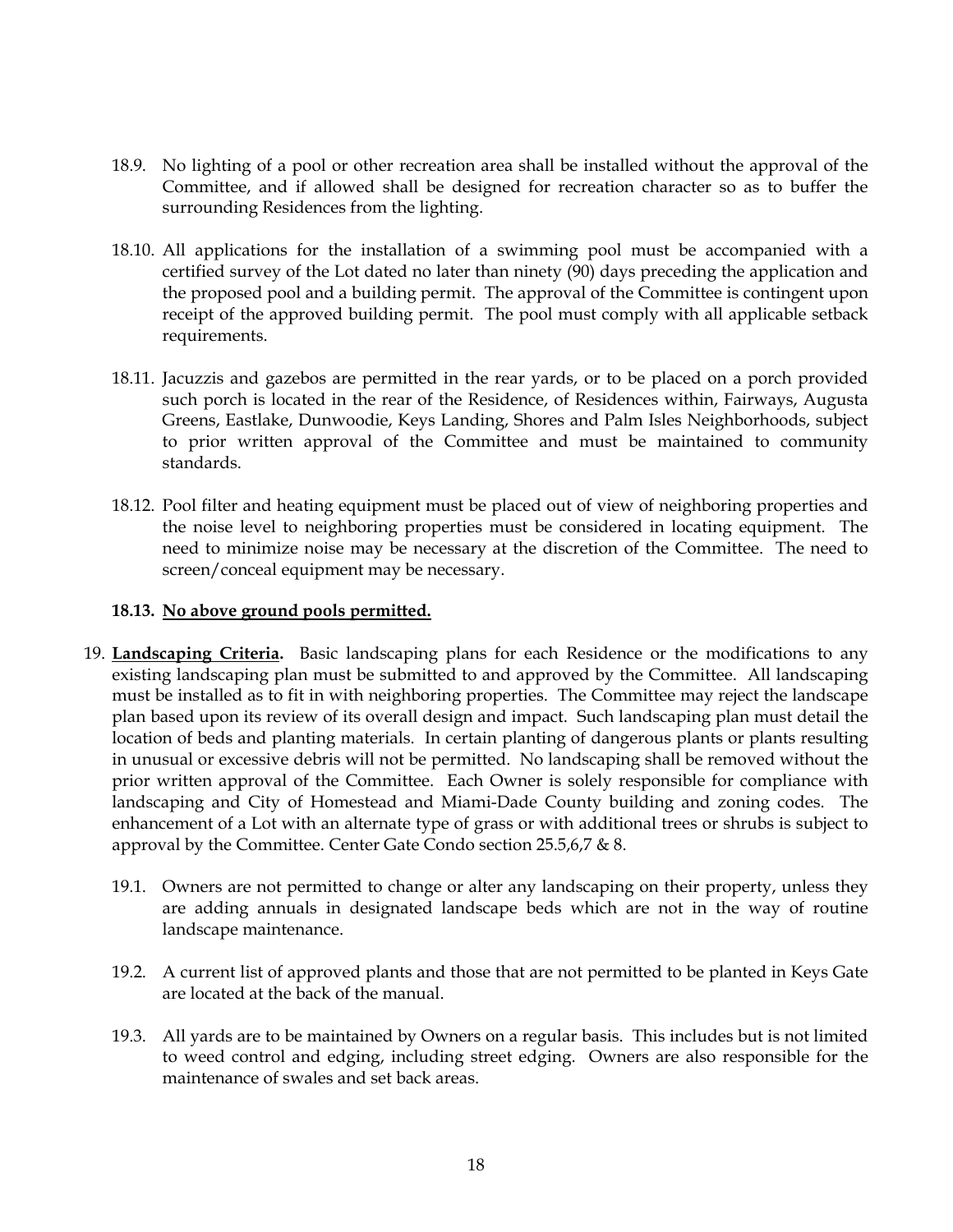18.9. No lighting of a pool or other recreation area shall be installed without the approval of the Committee, and if allowed shall be designed for recreation character so as to buffer the surrounding Residences from the lighting.

18.10. All applications for the installation of a swimming pool must be accompanied with a certified survey of the Lot dated no later than ninety (90) days preceding the application and the proposed pool and a building permit. The approval of the Committee is contingent upon receipt of the approved building permit. The pool must comply with all applicable setback requirements.

18.11. Jacuzzis and gazebos are permitted in the rear yards, or to be placed on a porch provided such porch is located in the rear of the Residence, of Residences within, Fairways, Augusta Greens, Eastlake, Dunwoodie, Keys Landing, Shores and Palm Isles Neighborhoods, subject to prior written approval of the Committee and must be maintained to community standards.

18.12. Pool filter and heating equipment must be placed out of view of neighboring properties and the noise level to neighboring properties must be considered in locating equipment. The need to minimize noise may be necessary at the discretion of the Committee. The need to screen/conceal equipment may be necessary.

**18.13. <u>No above ground pools permitted.</u>**

19. **<u>Landscaping Criteria</u>.** Basic landscaping plans for each Residence or the modifications to any existing landscaping plan must be submitted to and approved by the Committee. All landscaping must be installed as to fit in with neighboring properties. The Committee may reject the landscape plan based upon its review of its overall design and impact. Such landscaping plan must detail the location of beds and planting materials. In certain planting of dangerous plants or plants resulting in unusual or excessive debris will not be permitted. No landscaping shall be removed without the prior written approval of the Committee. Each Owner is solely responsible for compliance with landscaping and City of Homestead and Miami-Dade County building and zoning codes. The enhancement of a Lot with an alternate type of grass or with additional trees or shrubs is subject to approval by the Committee. Center Gate Condo section 25.5,6,7 & 8.

19.1. Owners are not permitted to change or alter any landscaping on their property, unless they are adding annuals in designated landscape beds which are not in the way of routine landscape maintenance.

19.2. A current list of approved plants and those that are not permitted to be planted in Keys Gate are located at the back of the manual.

19.3. All yards are to be maintained by Owners on a regular basis. This includes but is not limited to weed control and edging, including street edging. Owners are also responsible for the maintenance of swales and set back areas.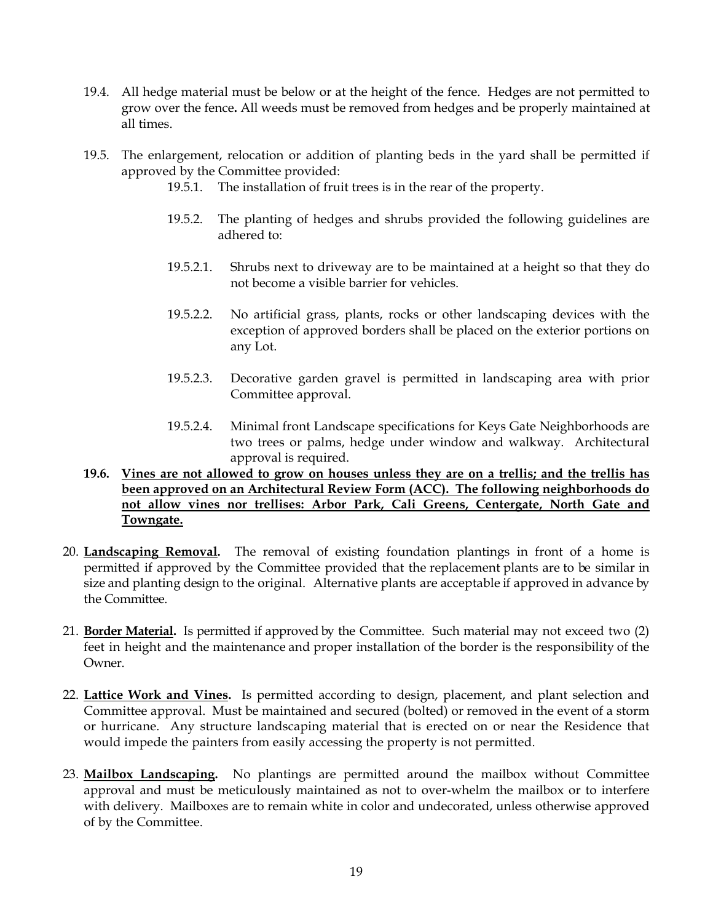19.4. All hedge material must be below or at the height of the fence. Hedges are not permitted to grow over the fence**.** All weeds must be removed from hedges and be properly maintained at all times.

19.5. The enlargement, relocation or addition of planting beds in the yard shall be permitted if approved by the Committee provided:

19.5.1. The installation of fruit trees is in the rear of the property.

19.5.2. The planting of hedges and shrubs provided the following guidelines are adhered to:

19.5.2.1. Shrubs next to driveway are to be maintained at a height so that they do not become a visible barrier for vehicles.

19.5.2.2. No artificial grass, plants, rocks or other landscaping devices with the exception of approved borders shall be placed on the exterior portions on any Lot.

19.5.2.3. Decorative garden gravel is permitted in landscaping area with prior Committee approval.

19.5.2.4. Minimal front Landscape specifications for Keys Gate Neighborhoods are two trees or palms, hedge under window and walkway. Architectural approval is required.

**19.6. <u>Vines are not allowed to grow on houses unless they are on a trellis; and the trellis has been approved on an Architectural Review Form (ACC). The following neighborhoods do not allow vines nor trellises: Arbor Park, Cali Greens, Centergate, North Gate and Towngate.</u>**

20. **<u>Landscaping Removal</u>.** The removal of existing foundation plantings in front of a home is permitted if approved by the Committee provided that the replacement plants are to be similar in size and planting design to the original. Alternative plants are acceptable if approved in advance by the Committee.

21. **<u>Border Material</u>.** Is permitted if approved by the Committee. Such material may not exceed two (2) feet in height and the maintenance and proper installation of the border is the responsibility of the Owner.

22. **<u>Lattice Work and Vines</u>.** Is permitted according to design, placement, and plant selection and Committee approval. Must be maintained and secured (bolted) or removed in the event of a storm or hurricane. Any structure landscaping material that is erected on or near the Residence that would impede the painters from easily accessing the property is not permitted.

23. **<u>Mailbox Landscaping</u>.** No plantings are permitted around the mailbox without Committee approval and must be meticulously maintained as not to over-whelm the mailbox or to interfere with delivery. Mailboxes are to remain white in color and undecorated, unless otherwise approved of by the Committee.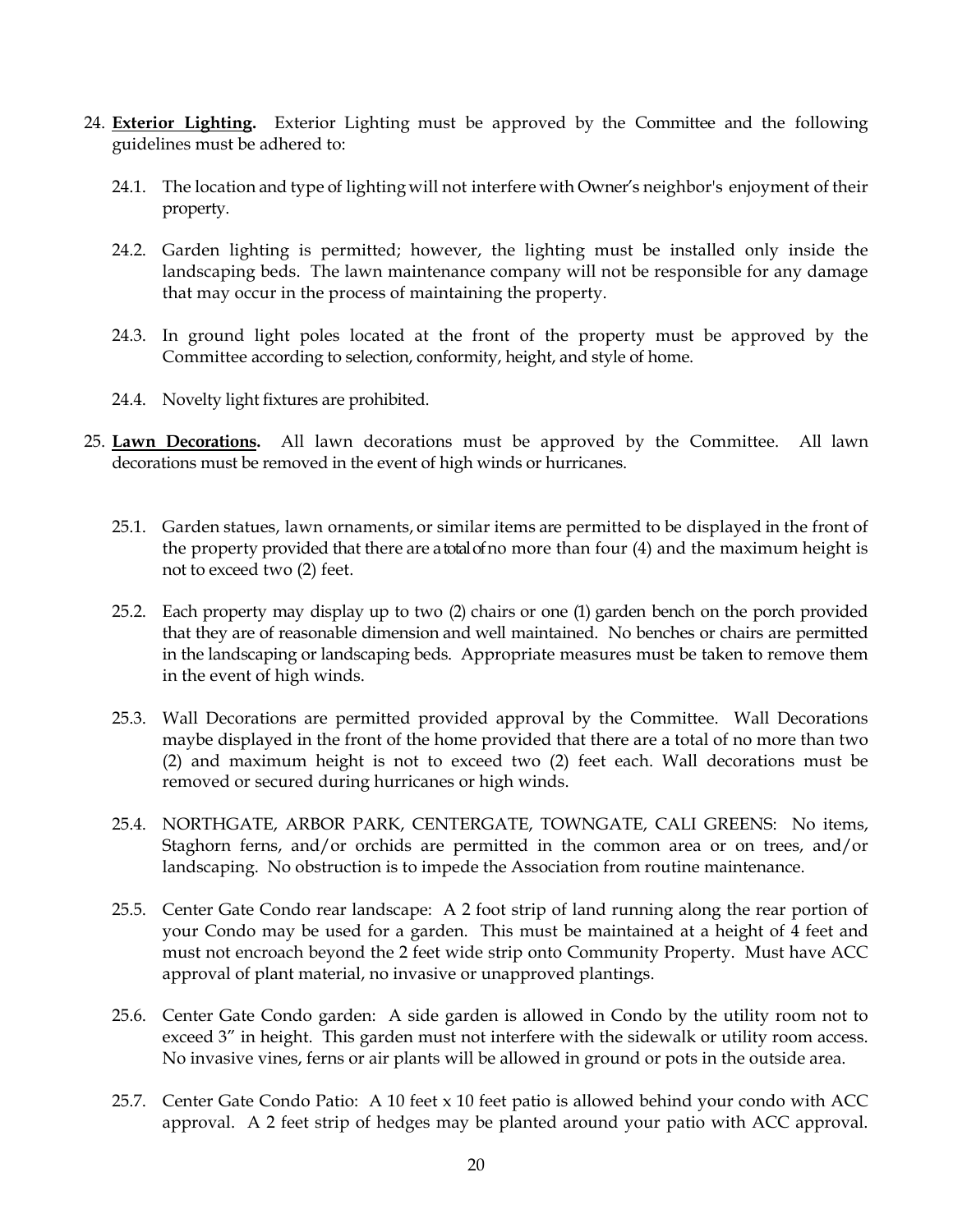24. **Exterior Lighting.** Exterior Lighting must be approved by the Committee and the following guidelines must be adhered to:

    24.1. The location and type of lighting will not interfere with Owner's neighbor's enjoyment of their property.

    24.2. Garden lighting is permitted; however, the lighting must be installed only inside the landscaping beds. The lawn maintenance company will not be responsible for any damage that may occur in the process of maintaining the property.

    24.3. In ground light poles located at the front of the property must be approved by the Committee according to selection, conformity, height, and style of home.

    24.4. Novelty light fixtures are prohibited.

25. **Lawn Decorations.** All lawn decorations must be approved by the Committee. All lawn decorations must be removed in the event of high winds or hurricanes.

    25.1. Garden statues, lawn ornaments, or similar items are permitted to be displayed in the front of the property provided that there are a total of no more than four (4) and the maximum height is not to exceed two (2) feet.

    25.2. Each property may display up to two (2) chairs or one (1) garden bench on the porch provided that they are of reasonable dimension and well maintained. No benches or chairs are permitted in the landscaping or landscaping beds. Appropriate measures must be taken to remove them in the event of high winds.

    25.3. Wall Decorations are permitted provided approval by the Committee. Wall Decorations maybe displayed in the front of the home provided that there are a total of no more than two (2) and maximum height is not to exceed two (2) feet each. Wall decorations must be removed or secured during hurricanes or high winds.

    25.4. NORTHGATE, ARBOR PARK, CENTERGATE, TOWNGATE, CALI GREENS: No items, Staghorn ferns, and/or orchids are permitted in the common area or on trees, and/or landscaping. No obstruction is to impede the Association from routine maintenance.

    25.5. Center Gate Condo rear landscape: A 2 foot strip of land running along the rear portion of your Condo may be used for a garden. This must be maintained at a height of 4 feet and must not encroach beyond the 2 feet wide strip onto Community Property. Must have ACC approval of plant material, no invasive or unapproved plantings.

    25.6. Center Gate Condo garden: A side garden is allowed in Condo by the utility room not to exceed 3" in height. This garden must not interfere with the sidewalk or utility room access. No invasive vines, ferns or air plants will be allowed in ground or pots in the outside area.

    25.7. Center Gate Condo Patio: A 10 feet x 10 feet patio is allowed behind your condo with ACC approval. A 2 feet strip of hedges may be planted around your patio with ACC approval.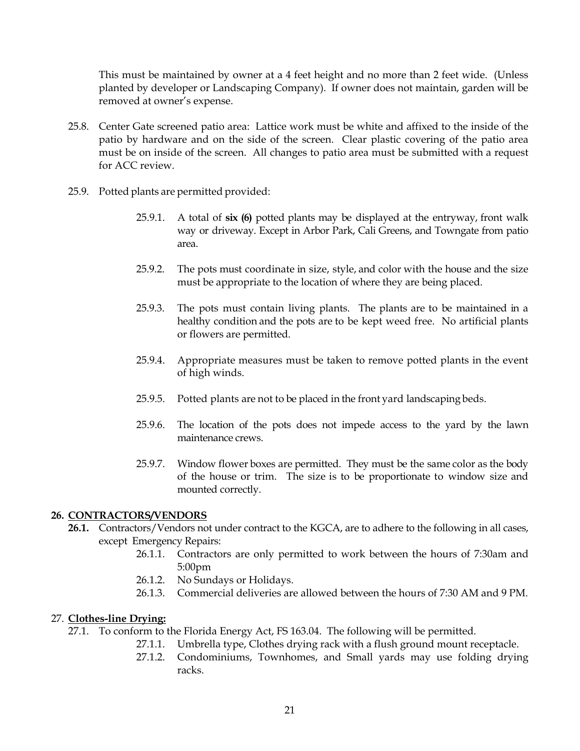This must be maintained by owner at a 4 feet height and no more than 2 feet wide. (Unless planted by developer or Landscaping Company). If owner does not maintain, garden will be removed at owner's expense.

25.8. Center Gate screened patio area: Lattice work must be white and affixed to the inside of the patio by hardware and on the side of the screen. Clear plastic covering of the patio area must be on inside of the screen. All changes to patio area must be submitted with a request for ACC review.

25.9. Potted plants are permitted provided:

- 25.9.1. A total of **six (6)** potted plants may be displayed at the entryway, front walk way or driveway. Except in Arbor Park, Cali Greens, and Towngate from patio area.
- 25.9.2. The pots must coordinate in size, style, and color with the house and the size must be appropriate to the location of where they are being placed.
- 25.9.3. The pots must contain living plants. The plants are to be maintained in a healthy condition and the pots are to be kept weed free. No artificial plants or flowers are permitted.
- 25.9.4. Appropriate measures must be taken to remove potted plants in the event of high winds.
- 25.9.5. Potted plants are not to be placed in the front yard landscaping beds.
- 25.9.6. The location of the pots does not impede access to the yard by the lawn maintenance crews.
- 25.9.7. Window flower boxes are permitted. They must be the same color as the body of the house or trim. The size is to be proportionate to window size and mounted correctly.

## 26. <u>CONTRACTORS/VENDORS</u>

**26.1.** Contractors/Vendors not under contract to the KGCA, are to adhere to the following in all cases, except Emergency Repairs:

- 26.1.1. Contractors are only permitted to work between the hours of 7:30am and 5:00pm
- 26.1.2. No Sundays or Holidays.
- 26.1.3. Commercial deliveries are allowed between the hours of 7:30 AM and 9 PM.

## 27. <u>Clothes-line Drying:</u>

27.1. To conform to the Florida Energy Act, FS 163.04. The following will be permitted.

- 27.1.1. Umbrella type, Clothes drying rack with a flush ground mount receptacle.
- 27.1.2. Condominiums, Townhomes, and Small yards may use folding drying racks.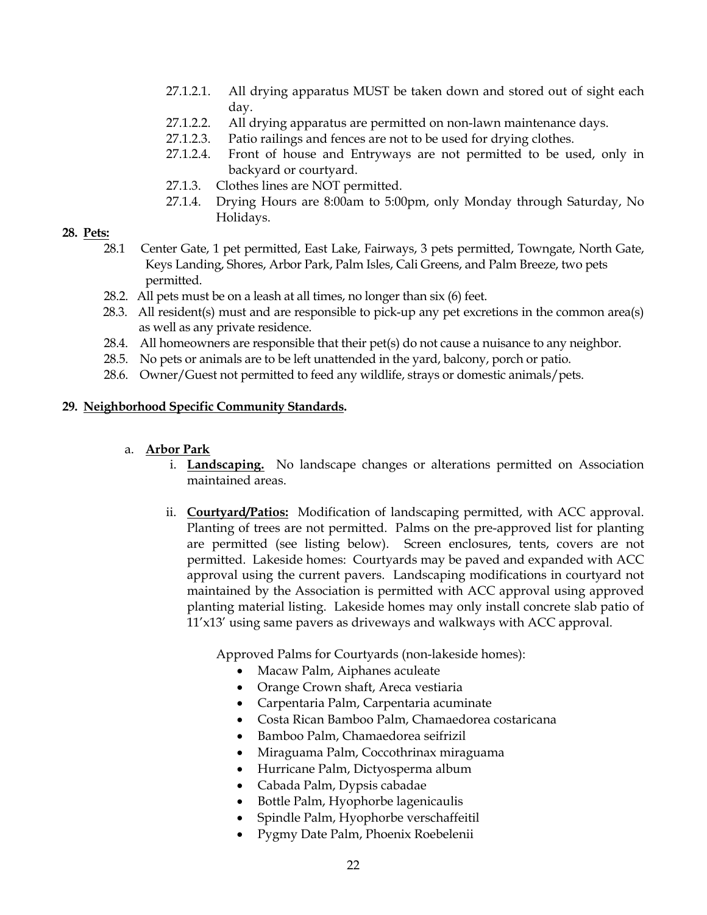- 27.1.2.1. All drying apparatus MUST be taken down and stored out of sight each day.
- 27.1.2.2. All drying apparatus are permitted on non-lawn maintenance days.
- 27.1.2.3. Patio railings and fences are not to be used for drying clothes.
- 27.1.2.4. Front of house and Entryways are not permitted to be used, only in backyard or courtyard.
- 27.1.3. Clothes lines are NOT permitted.
- 27.1.4. Drying Hours are 8:00am to 5:00pm, only Monday through Saturday, No Holidays.

**28. Pets:**

- 28.1 Center Gate, 1 pet permitted, East Lake, Fairways, 3 pets permitted, Towngate, North Gate, Keys Landing, Shores, Arbor Park, Palm Isles, Cali Greens, and Palm Breeze, two pets permitted.
- 28.2. All pets must be on a leash at all times, no longer than six (6) feet.
- 28.3. All resident(s) must and are responsible to pick-up any pet excretions in the common area(s) as well as any private residence.
- 28.4. All homeowners are responsible that their pet(s) do not cause a nuisance to any neighbor.
- 28.5. No pets or animals are to be left unattended in the yard, balcony, porch or patio.
- 28.6. Owner/Guest not permitted to feed any wildlife, strays or domestic animals/pets.

**29. Neighborhood Specific Community Standards.**

a. **Arbor Park**

i. **Landscaping.** No landscape changes or alterations permitted on Association maintained areas.

ii. **Courtyard/Patios:** Modification of landscaping permitted, with ACC approval. Planting of trees are not permitted. Palms on the pre-approved list for planting are permitted (see listing below). Screen enclosures, tents, covers are not permitted. Lakeside homes: Courtyards may be paved and expanded with ACC approval using the current pavers. Landscaping modifications in courtyard not maintained by the Association is permitted with ACC approval using approved planting material listing. Lakeside homes may only install concrete slab patio of 11'x13' using same pavers as driveways and walkways with ACC approval.

Approved Palms for Courtyards (non-lakeside homes):

- Macaw Palm, Aiphanes aculeate
- Orange Crown shaft, Areca vestiaria
- Carpentaria Palm, Carpentaria acuminate
- Costa Rican Bamboo Palm, Chamaedorea costaricana
- Bamboo Palm, Chamaedorea seifrizil
- Miraguama Palm, Coccothrinax miraguama
- Hurricane Palm, Dictyosperma album
- Cabada Palm, Dypsis cabadae
- Bottle Palm, Hyophorbe lagenicaulis
- Spindle Palm, Hyophorbe verschaffeitil
- Pygmy Date Palm, Phoenix Roebelenii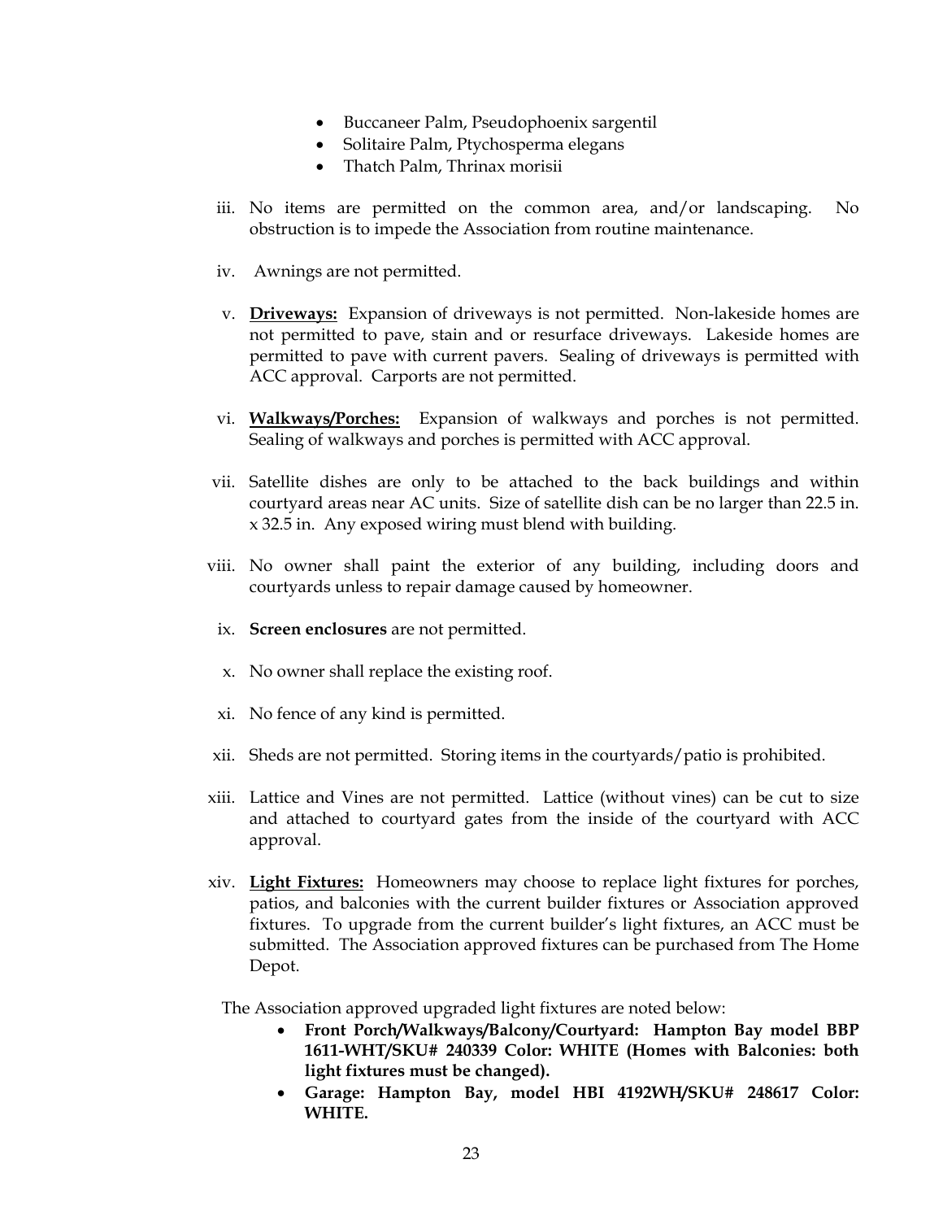- Buccaneer Palm, Pseudophoenix sargentil
- Solitaire Palm, Ptychosperma elegans
- Thatch Palm, Thrinax morisii

iii. No items are permitted on the common area, and/or landscaping. No obstruction is to impede the Association from routine maintenance.

iv. Awnings are not permitted.

v. **Driveways:** Expansion of driveways is not permitted. Non-lakeside homes are not permitted to pave, stain and or resurface driveways. Lakeside homes are permitted to pave with current pavers. Sealing of driveways is permitted with ACC approval. Carports are not permitted.

vi. **Walkways/Porches:** Expansion of walkways and porches is not permitted. Sealing of walkways and porches is permitted with ACC approval.

vii. Satellite dishes are only to be attached to the back buildings and within courtyard areas near AC units. Size of satellite dish can be no larger than 22.5 in. x 32.5 in. Any exposed wiring must blend with building.

viii. No owner shall paint the exterior of any building, including doors and courtyards unless to repair damage caused by homeowner.

ix. **Screen enclosures** are not permitted.

x. No owner shall replace the existing roof.

xi. No fence of any kind is permitted.

xii. Sheds are not permitted. Storing items in the courtyards/patio is prohibited.

xiii. Lattice and Vines are not permitted. Lattice (without vines) can be cut to size and attached to courtyard gates from the inside of the courtyard with ACC approval.

xiv. **Light Fixtures:** Homeowners may choose to replace light fixtures for porches, patios, and balconies with the current builder fixtures or Association approved fixtures. To upgrade from the current builder's light fixtures, an ACC must be submitted. The Association approved fixtures can be purchased from The Home Depot.

The Association approved upgraded light fixtures are noted below:

- **Front Porch/Walkways/Balcony/Courtyard: Hampton Bay model BBP 1611-WHT/SKU# 240339 Color: WHITE (Homes with Balconies: both light fixtures must be changed).**
- **Garage: Hampton Bay, model HBI 4192WH/SKU# 248617 Color: WHITE.**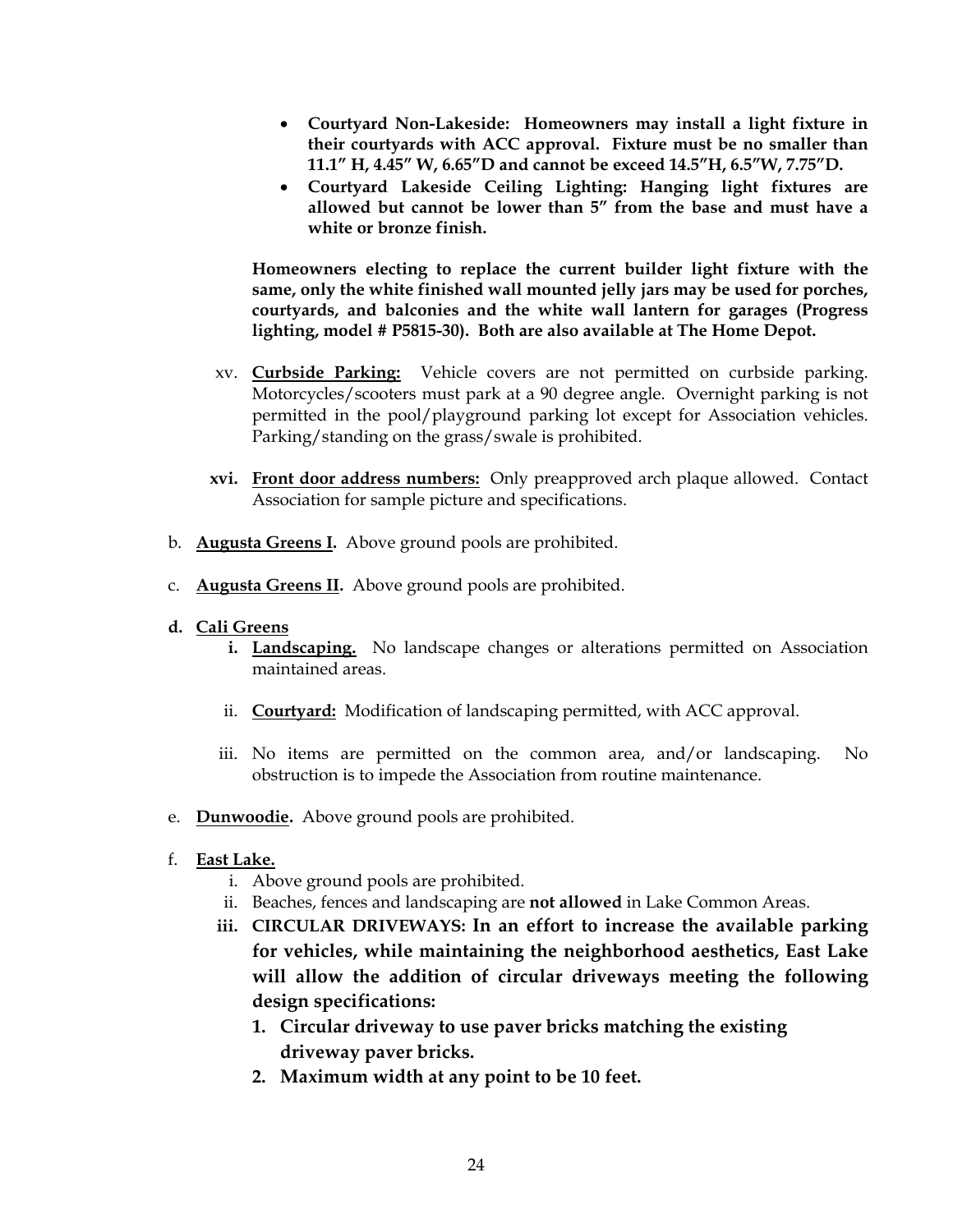- **Courtyard Non-Lakeside: Homeowners may install a light fixture in their courtyards with ACC approval. Fixture must be no smaller than 11.1" H, 4.45" W, 6.65"D and cannot be exceed 14.5"H, 6.5"W, 7.75"D.**
- **Courtyard Lakeside Ceiling Lighting: Hanging light fixtures are allowed but cannot be lower than 5" from the base and must have a white or bronze finish.**

**Homeowners electing to replace the current builder light fixture with the same, only the white finished wall mounted jelly jars may be used for porches, courtyards, and balconies and the white wall lantern for garages (Progress lighting, model # P5815-30). Both are also available at The Home Depot.**

xv. **Curbside Parking:** Vehicle covers are not permitted on curbside parking. Motorcycles/scooters must park at a 90 degree angle. Overnight parking is not permitted in the pool/playground parking lot except for Association vehicles. Parking/standing on the grass/swale is prohibited.

**xvi.** **Front door address numbers:** Only preapproved arch plaque allowed. Contact Association for sample picture and specifications.

b. **Augusta Greens I.** Above ground pools are prohibited.

c. **Augusta Greens II.** Above ground pools are prohibited.

**d. Cali Greens**

**i.** **Landscaping.** No landscape changes or alterations permitted on Association maintained areas.

ii. **Courtyard:** Modification of landscaping permitted, with ACC approval.

iii. No items are permitted on the common area, and/or landscaping. No obstruction is to impede the Association from routine maintenance.

e. **Dunwoodie.** Above ground pools are prohibited.

f. **East Lake.**

i. Above ground pools are prohibited.

ii. Beaches, fences and landscaping are **not allowed** in Lake Common Areas.

**iii. CIRCULAR DRIVEWAYS: In an effort to increase the available parking for vehicles, while maintaining the neighborhood aesthetics, East Lake will allow the addition of circular driveways meeting the following design specifications:**

**1. Circular driveway to use paver bricks matching the existing driveway paver bricks.**

**2. Maximum width at any point to be 10 feet.**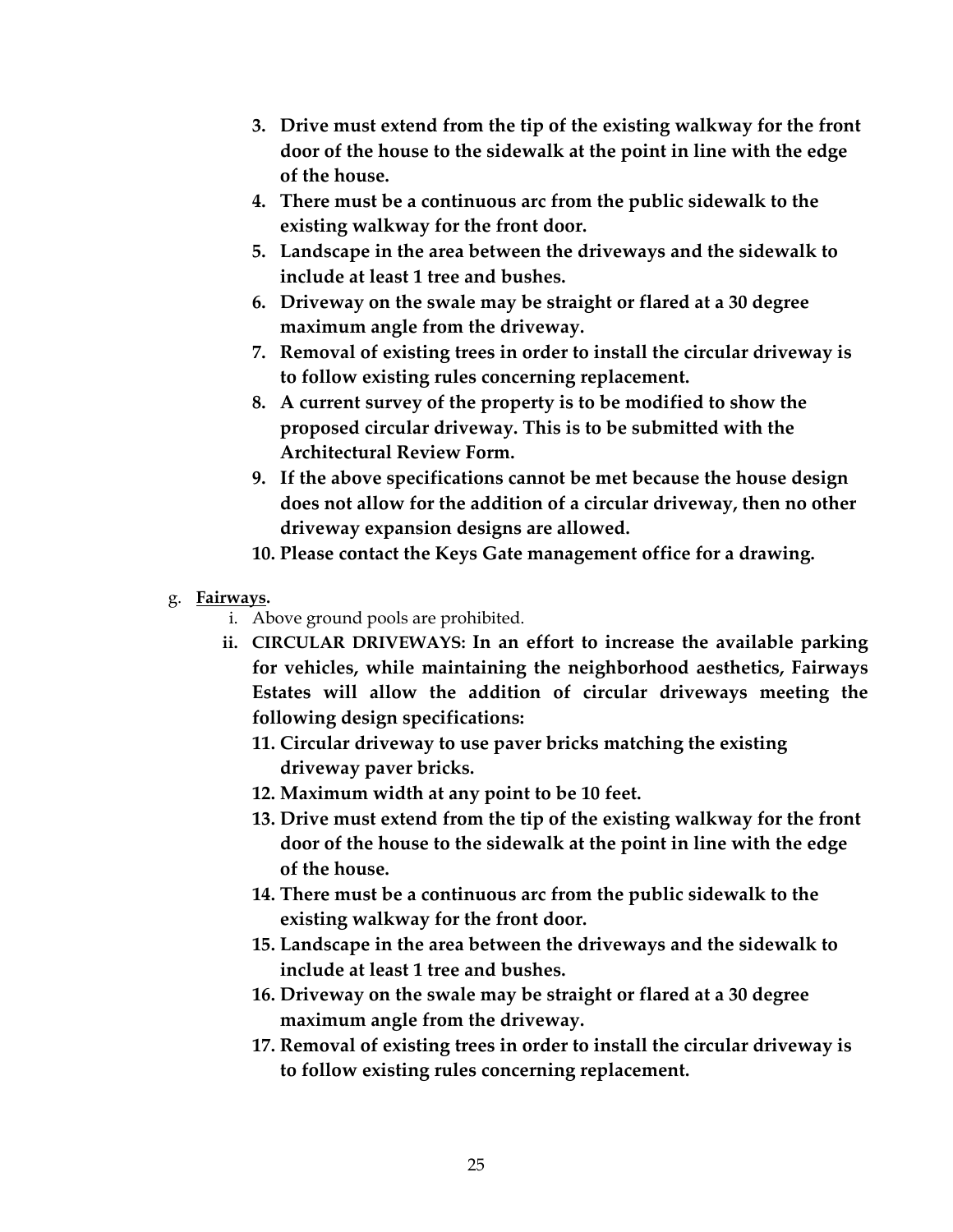3. **Drive must extend from the tip of the existing walkway for the front door of the house to the sidewalk at the point in line with the edge of the house.**
4. **There must be a continuous arc from the public sidewalk to the existing walkway for the front door.**
5. **Landscape in the area between the driveways and the sidewalk to include at least 1 tree and bushes.**
6. **Driveway on the swale may be straight or flared at a 30 degree maximum angle from the driveway.**
7. **Removal of existing trees in order to install the circular driveway is to follow existing rules concerning replacement.**
8. **A current survey of the property is to be modified to show the proposed circular driveway. This is to be submitted with the Architectural Review Form.**
9. **If the above specifications cannot be met because the house design does not allow for the addition of a circular driveway, then no other driveway expansion designs are allowed.**
10. **Please contact the Keys Gate management office for a drawing.**

g. **<u>Fairways</u>.**
   i. Above ground pools are prohibited.
   ii. **CIRCULAR DRIVEWAYS: In an effort to increase the available parking for vehicles, while maintaining the neighborhood aesthetics, Fairways Estates will allow the addition of circular driveways meeting the following design specifications:**
      11. **Circular driveway to use paver bricks matching the existing driveway paver bricks.**
      12. **Maximum width at any point to be 10 feet.**
      13. **Drive must extend from the tip of the existing walkway for the front door of the house to the sidewalk at the point in line with the edge of the house.**
      14. **There must be a continuous arc from the public sidewalk to the existing walkway for the front door.**
      15. **Landscape in the area between the driveways and the sidewalk to include at least 1 tree and bushes.**
      16. **Driveway on the swale may be straight or flared at a 30 degree maximum angle from the driveway.**
      17. **Removal of existing trees in order to install the circular driveway is to follow existing rules concerning replacement.**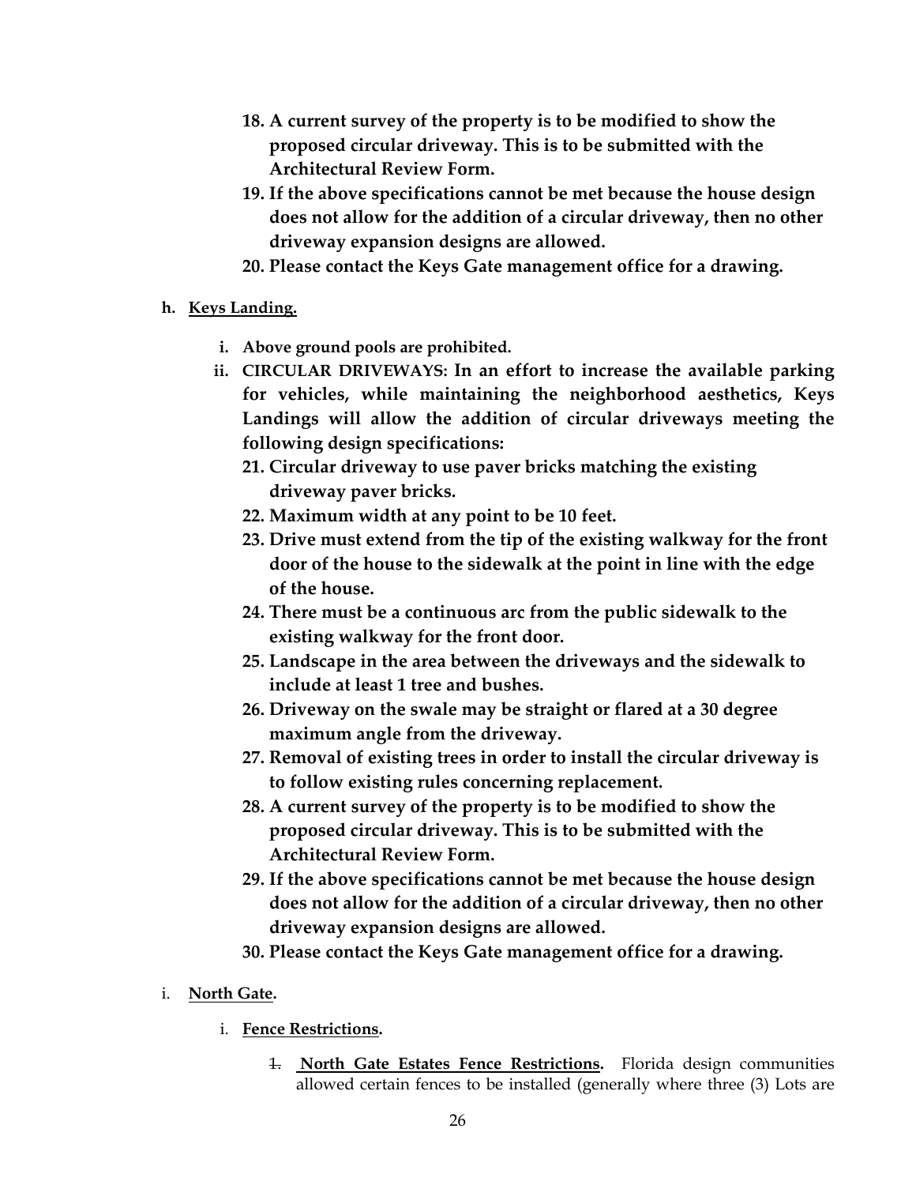18. **A current survey of the property is to be modified to show the proposed circular driveway. This is to be submitted with the Architectural Review Form.**
19. **If the above specifications cannot be met because the house design does not allow for the addition of a circular driveway, then no other driveway expansion designs are allowed.**
20. **Please contact the Keys Gate management office for a drawing.**

**h. <u>Keys Landing.</u>**

- **i. Above ground pools are prohibited.**
- **ii. CIRCULAR DRIVEWAYS: In an effort to increase the available parking for vehicles, while maintaining the neighborhood aesthetics, Keys Landings will allow the addition of circular driveways meeting the following design specifications:**

21. **Circular driveway to use paver bricks matching the existing driveway paver bricks.**
22. **Maximum width at any point to be 10 feet.**
23. **Drive must extend from the tip of the existing walkway for the front door of the house to the sidewalk at the point in line with the edge of the house.**
24. **There must be a continuous arc from the public sidewalk to the existing walkway for the front door.**
25. **Landscape in the area between the driveways and the sidewalk to include at least 1 tree and bushes.**
26. **Driveway on the swale may be straight or flared at a 30 degree maximum angle from the driveway.**
27. **Removal of existing trees in order to install the circular driveway is to follow existing rules concerning replacement.**
28. **A current survey of the property is to be modified to show the proposed circular driveway. This is to be submitted with the Architectural Review Form.**
29. **If the above specifications cannot be met because the house design does not allow for the addition of a circular driveway, then no other driveway expansion designs are allowed.**
30. **Please contact the Keys Gate management office for a drawing.**

i. **<u>North Gate</u>.**

i. **<u>Fence Restrictions</u>.**

~~1.~~ **<u>North Gate Estates Fence Restrictions</u>.** Florida design communities allowed certain fences to be installed (generally where three (3) Lots are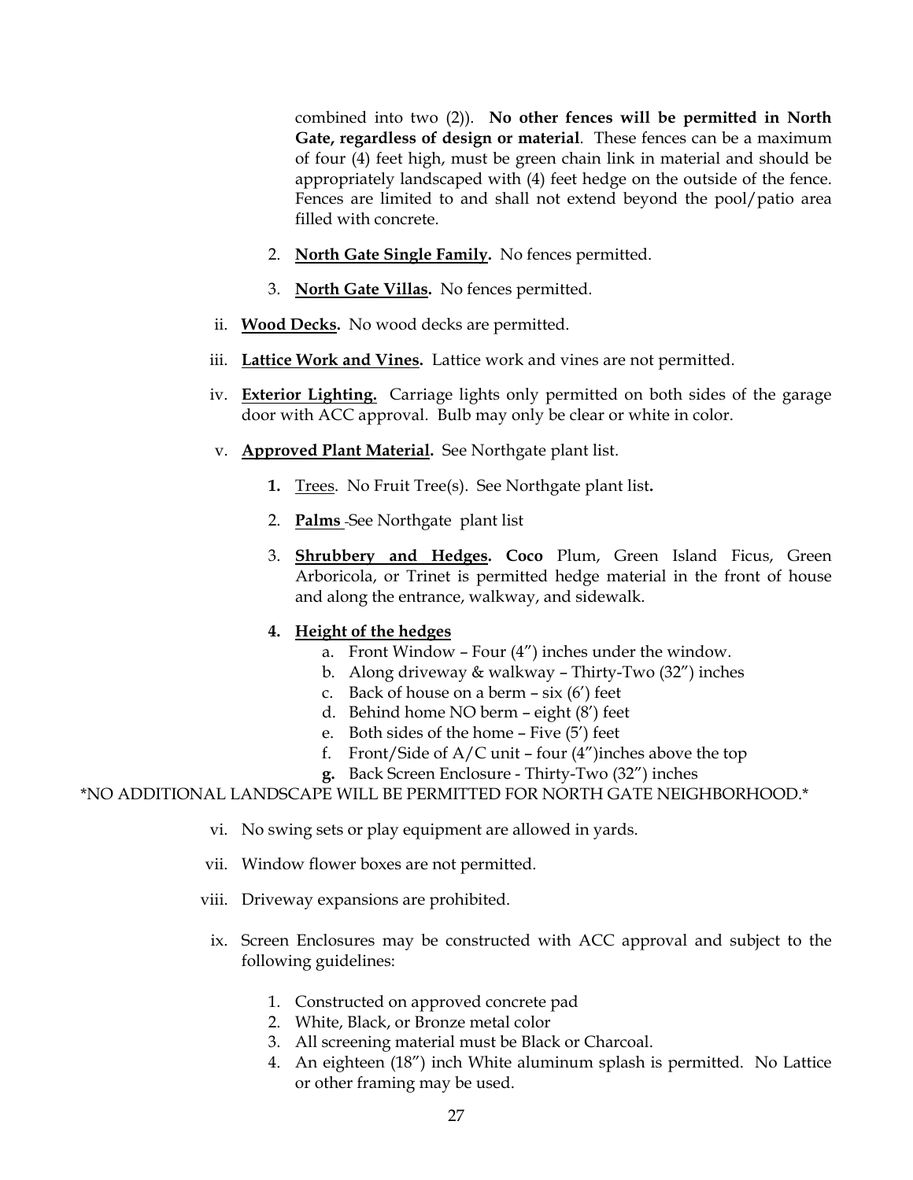combined into two (2)). **No other fences will be permitted in North Gate, regardless of design or material**. These fences can be a maximum of four (4) feet high, must be green chain link in material and should be appropriately landscaped with (4) feet hedge on the outside of the fence. Fences are limited to and shall not extend beyond the pool/patio area filled with concrete.

2. **North Gate Single Family.** No fences permitted.

3. **North Gate Villas.** No fences permitted.

ii. **Wood Decks.** No wood decks are permitted.

iii. **Lattice Work and Vines.** Lattice work and vines are not permitted.

iv. **Exterior Lighting.** Carriage lights only permitted on both sides of the garage door with ACC approval. Bulb may only be clear or white in color.

v. **Approved Plant Material.** See Northgate plant list.

1. Trees. No Fruit Tree(s). See Northgate plant list**.**

2. **Palms** -See Northgate plant list

3. **Shrubbery and Hedges. Coco** Plum, Green Island Ficus, Green Arboricola, or Trinet is permitted hedge material in the front of house and along the entrance, walkway, and sidewalk.

4. **Height of the hedges**
   a. Front Window – Four (4") inches under the window.
   b. Along driveway & walkway – Thirty-Two (32") inches
   c. Back of house on a berm – six (6') feet
   d. Behind home NO berm – eight (8') feet
   e. Both sides of the home – Five (5') feet
   f. Front/Side of A/C unit – four (4")inches above the top
   g. Back Screen Enclosure - Thirty-Two (32") inches

*NO ADDITIONAL LANDSCAPE WILL BE PERMITTED FOR NORTH GATE NEIGHBORHOOD.*

vi. No swing sets or play equipment are allowed in yards.

vii. Window flower boxes are not permitted.

viii. Driveway expansions are prohibited.

ix. Screen Enclosures may be constructed with ACC approval and subject to the following guidelines:

1. Constructed on approved concrete pad
2. White, Black, or Bronze metal color
3. All screening material must be Black or Charcoal.
4. An eighteen (18") inch White aluminum splash is permitted. No Lattice or other framing may be used.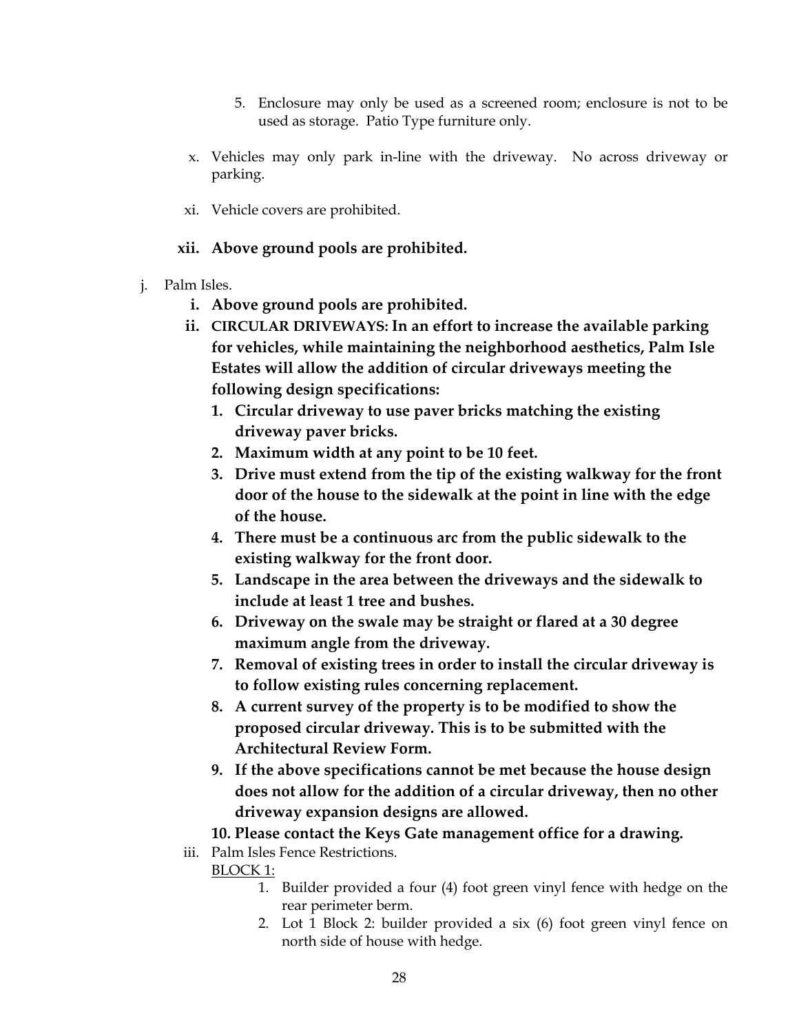5. Enclosure may only be used as a screened room; enclosure is not to be used as storage. Patio Type furniture only.

x. Vehicles may only park in-line with the driveway. No across driveway or parking.

xi. Vehicle covers are prohibited.

**xii. Above ground pools are prohibited.**

j. Palm Isles.

**i. Above ground pools are prohibited.**

**ii. CIRCULAR DRIVEWAYS: In an effort to increase the available parking for vehicles, while maintaining the neighborhood aesthetics, Palm Isle Estates will allow the addition of circular driveways meeting the following design specifications:**

**1. Circular driveway to use paver bricks matching the existing driveway paver bricks.**

**2. Maximum width at any point to be 10 feet.**

**3. Drive must extend from the tip of the existing walkway for the front door of the house to the sidewalk at the point in line with the edge of the house.**

**4. There must be a continuous arc from the public sidewalk to the existing walkway for the front door.**

**5. Landscape in the area between the driveways and the sidewalk to include at least 1 tree and bushes.**

**6. Driveway on the swale may be straight or flared at a 30 degree maximum angle from the driveway.**

**7. Removal of existing trees in order to install the circular driveway is to follow existing rules concerning replacement.**

**8. A current survey of the property is to be modified to show the proposed circular driveway. This is to be submitted with the Architectural Review Form.**

**9. If the above specifications cannot be met because the house design does not allow for the addition of a circular driveway, then no other driveway expansion designs are allowed.**

**10. Please contact the Keys Gate management office for a drawing.**

iii. Palm Isles Fence Restrictions.

BLOCK 1:

1. Builder provided a four (4) foot green vinyl fence with hedge on the rear perimeter berm.
2. Lot 1 Block 2: builder provided a six (6) foot green vinyl fence on north side of house with hedge.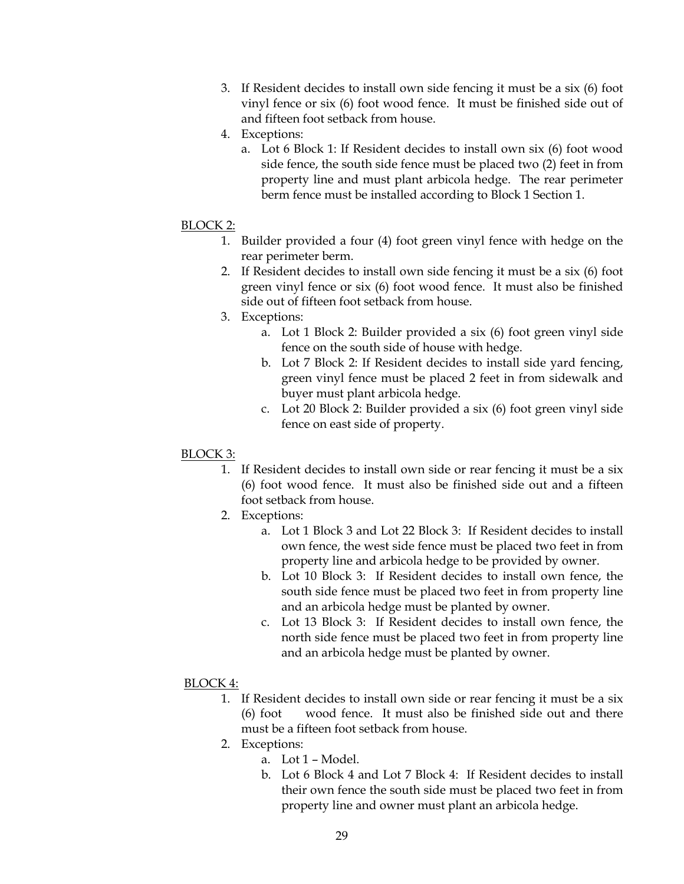3. If Resident decides to install own side fencing it must be a six (6) foot vinyl fence or six (6) foot wood fence. It must be finished side out of and fifteen foot setback from house.
4. Exceptions:
   a. Lot 6 Block 1: If Resident decides to install own six (6) foot wood side fence, the south side fence must be placed two (2) feet in from property line and must plant arbicola hedge. The rear perimeter berm fence must be installed according to Block 1 Section 1.

<u>BLOCK 2:</u>

1. Builder provided a four (4) foot green vinyl fence with hedge on the rear perimeter berm.
2. If Resident decides to install own side fencing it must be a six (6) foot green vinyl fence or six (6) foot wood fence. It must also be finished side out of fifteen foot setback from house.
3. Exceptions:
   a. Lot 1 Block 2: Builder provided a six (6) foot green vinyl side fence on the south side of house with hedge.
   b. Lot 7 Block 2: If Resident decides to install side yard fencing, green vinyl fence must be placed 2 feet in from sidewalk and buyer must plant arbicola hedge.
   c. Lot 20 Block 2: Builder provided a six (6) foot green vinyl side fence on east side of property.

<u>BLOCK 3:</u>

1. If Resident decides to install own side or rear fencing it must be a six (6) foot wood fence. It must also be finished side out and a fifteen foot setback from house.
2. Exceptions:
   a. Lot 1 Block 3 and Lot 22 Block 3: If Resident decides to install own fence, the west side fence must be placed two feet in from property line and arbicola hedge to be provided by owner.
   b. Lot 10 Block 3: If Resident decides to install own fence, the south side fence must be placed two feet in from property line and an arbicola hedge must be planted by owner.
   c. Lot 13 Block 3: If Resident decides to install own fence, the north side fence must be placed two feet in from property line and an arbicola hedge must be planted by owner.

<u>BLOCK 4:</u>

1. If Resident decides to install own side or rear fencing it must be a six (6) foot wood fence. It must also be finished side out and there must be a fifteen foot setback from house.
2. Exceptions:
   a. Lot 1 – Model.
   b. Lot 6 Block 4 and Lot 7 Block 4: If Resident decides to install their own fence the south side must be placed two feet in from property line and owner must plant an arbicola hedge.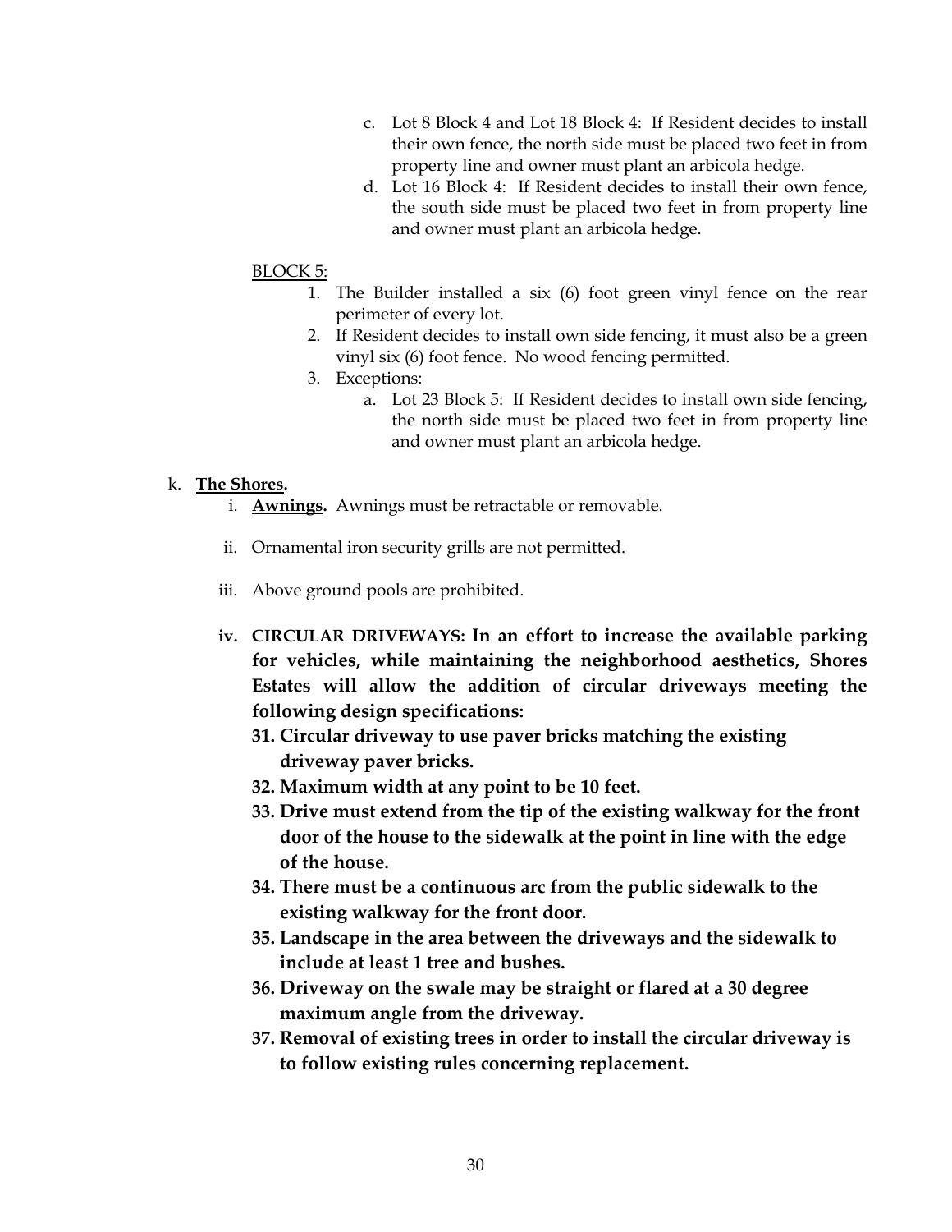c. Lot 8 Block 4 and Lot 18 Block 4: If Resident decides to install their own fence, the north side must be placed two feet in from property line and owner must plant an arbicola hedge.

d. Lot 16 Block 4: If Resident decides to install their own fence, the south side must be placed two feet in from property line and owner must plant an arbicola hedge.

BLOCK 5:

1. The Builder installed a six (6) foot green vinyl fence on the rear perimeter of every lot.
2. If Resident decides to install own side fencing, it must also be a green vinyl six (6) foot fence. No wood fencing permitted.
3. Exceptions:
   a. Lot 23 Block 5: If Resident decides to install own side fencing, the north side must be placed two feet in from property line and owner must plant an arbicola hedge.

k. **The Shores.**

i. **Awnings.** Awnings must be retractable or removable.

ii. Ornamental iron security grills are not permitted.

iii. Above ground pools are prohibited.

iv. **CIRCULAR DRIVEWAYS: In an effort to increase the available parking for vehicles, while maintaining the neighborhood aesthetics, Shores Estates will allow the addition of circular driveways meeting the following design specifications:**

**31. Circular driveway to use paver bricks matching the existing driveway paver bricks.**

**32. Maximum width at any point to be 10 feet.**

**33. Drive must extend from the tip of the existing walkway for the front door of the house to the sidewalk at the point in line with the edge of the house.**

**34. There must be a continuous arc from the public sidewalk to the existing walkway for the front door.**

**35. Landscape in the area between the driveways and the sidewalk to include at least 1 tree and bushes.**

**36. Driveway on the swale may be straight or flared at a 30 degree maximum angle from the driveway.**

**37. Removal of existing trees in order to install the circular driveway is to follow existing rules concerning replacement.**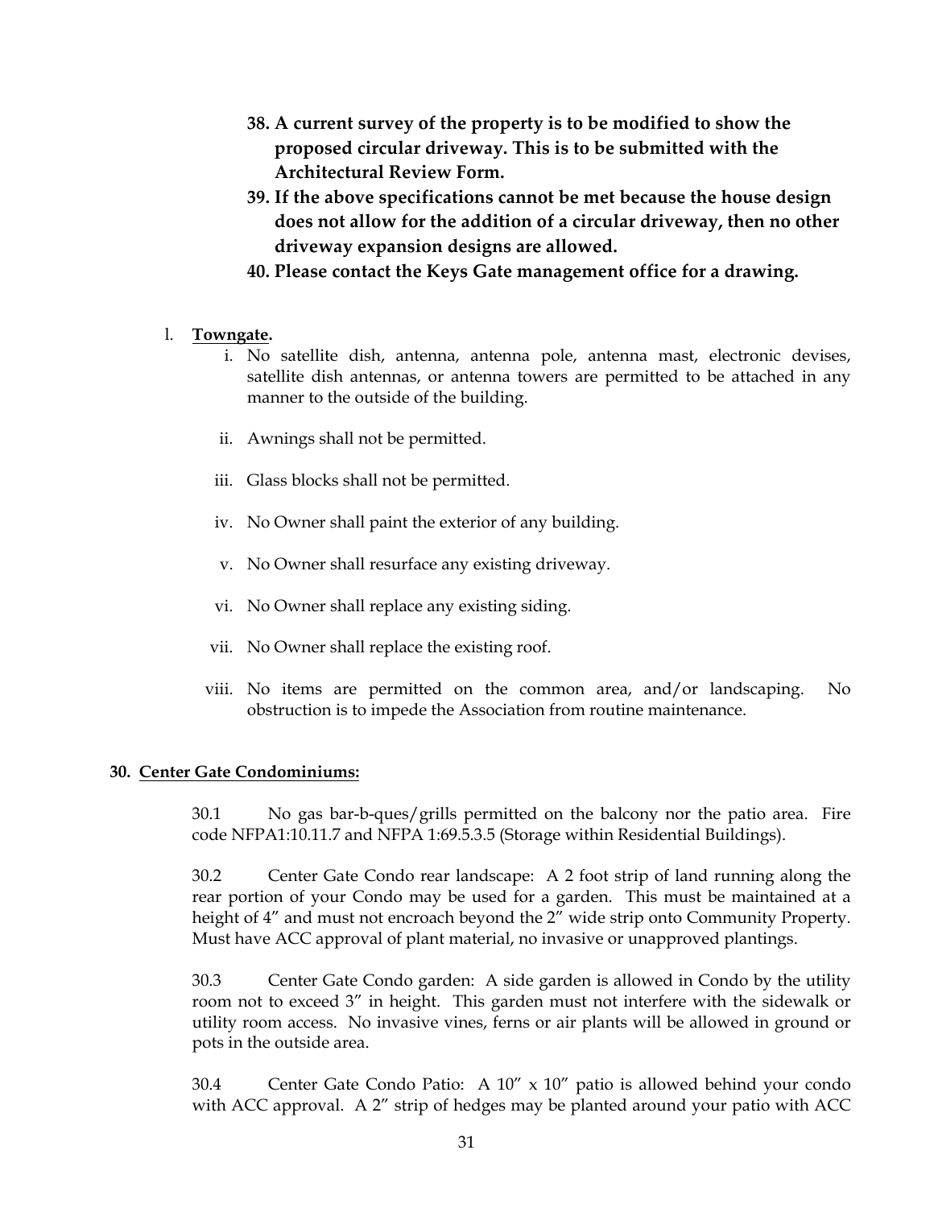38. **A current survey of the property is to be modified to show the proposed circular driveway. This is to be submitted with the Architectural Review Form.**
39. **If the above specifications cannot be met because the house design does not allow for the addition of a circular driveway, then no other driveway expansion designs are allowed.**
40. **Please contact the Keys Gate management office for a drawing.**

l. **Towngate.**

   i. No satellite dish, antenna, antenna pole, antenna mast, electronic devises, satellite dish antennas, or antenna towers are permitted to be attached in any manner to the outside of the building.

   ii. Awnings shall not be permitted.

   iii. Glass blocks shall not be permitted.

   iv. No Owner shall paint the exterior of any building.

   v. No Owner shall resurface any existing driveway.

   vi. No Owner shall replace any existing siding.

   vii. No Owner shall replace the existing roof.

   viii. No items are permitted on the common area, and/or landscaping. No obstruction is to impede the Association from routine maintenance.

**30. Center Gate Condominiums:**

30.1 No gas bar-b-ques/grills permitted on the balcony nor the patio area. Fire code NFPA1:10.11.7 and NFPA 1:69.5.3.5 (Storage within Residential Buildings).

30.2 Center Gate Condo rear landscape: A 2 foot strip of land running along the rear portion of your Condo may be used for a garden. This must be maintained at a height of 4" and must not encroach beyond the 2" wide strip onto Community Property. Must have ACC approval of plant material, no invasive or unapproved plantings.

30.3 Center Gate Condo garden: A side garden is allowed in Condo by the utility room not to exceed 3" in height. This garden must not interfere with the sidewalk or utility room access. No invasive vines, ferns or air plants will be allowed in ground or pots in the outside area.

30.4 Center Gate Condo Patio: A 10" x 10" patio is allowed behind your condo with ACC approval. A 2" strip of hedges may be planted around your patio with ACC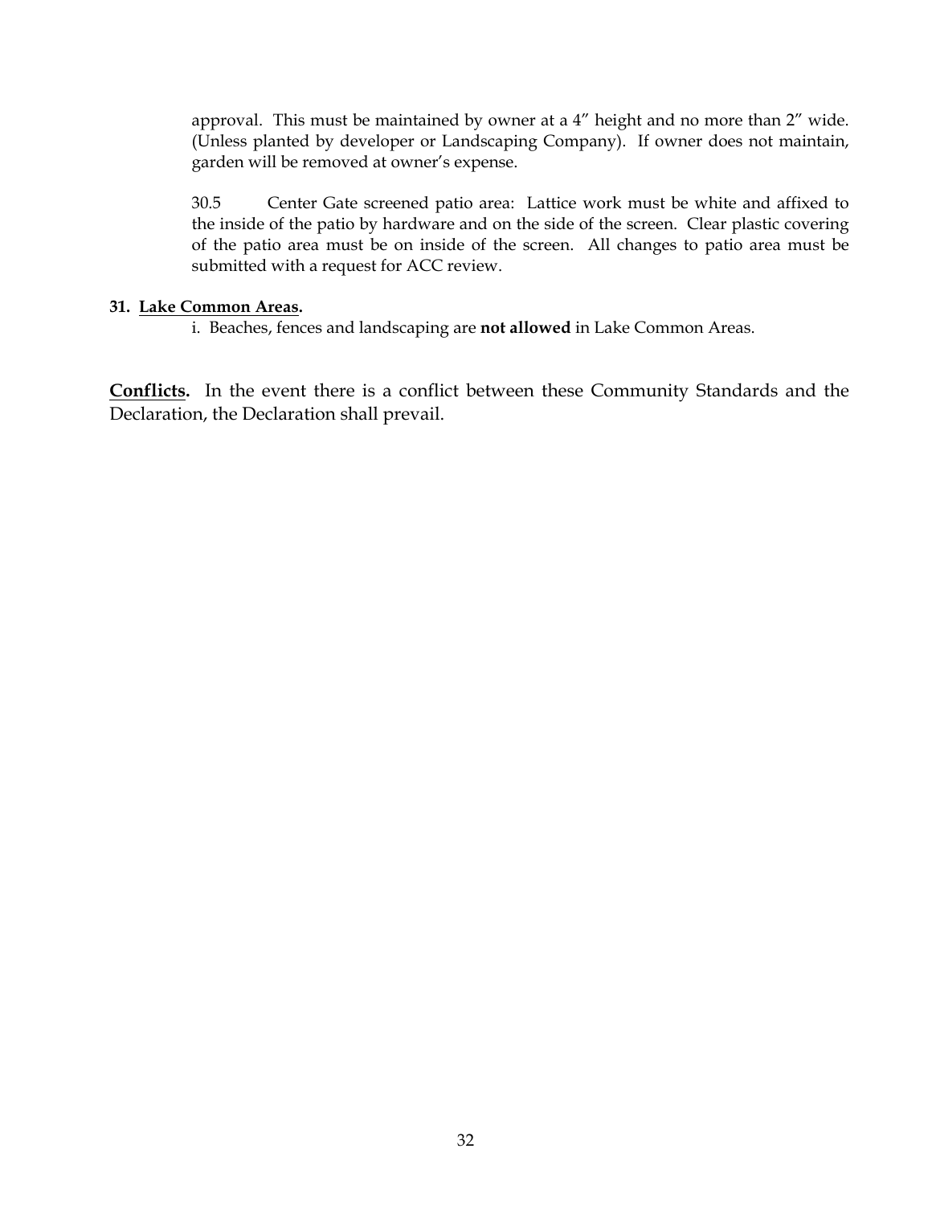approval. This must be maintained by owner at a 4" height and no more than 2" wide. (Unless planted by developer or Landscaping Company). If owner does not maintain, garden will be removed at owner's expense.

30.5 Center Gate screened patio area: Lattice work must be white and affixed to the inside of the patio by hardware and on the side of the screen. Clear plastic covering of the patio area must be on inside of the screen. All changes to patio area must be submitted with a request for ACC review.

**31. Lake Common Areas.**

i. Beaches, fences and landscaping are **not allowed** in Lake Common Areas.

**Conflicts.** In the event there is a conflict between these Community Standards and the Declaration, the Declaration shall prevail.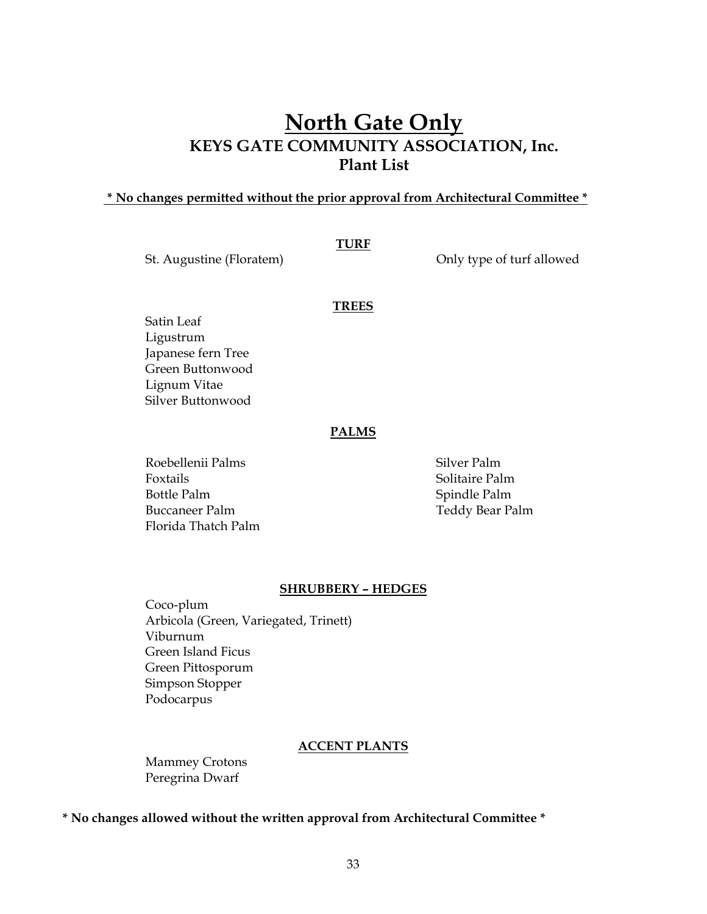# North Gate Only

## KEYS GATE COMMUNITY ASSOCIATION, Inc.

## Plant List

**\* No changes permitted without the prior approval from Architectural Committee \***

### TURF

St. Augustine (Floratem) — Only type of turf allowed

### TREES

Satin Leaf
Ligustrum
Japanese fern Tree
Green Buttonwood
Lignum Vitae
Silver Buttonwood

### PALMS

Roebellenii Palms
Foxtails
Bottle Palm
Buccaneer Palm
Florida Thatch Palm
Silver Palm
Solitaire Palm
Spindle Palm
Teddy Bear Palm

### SHRUBBERY – HEDGES

Coco-plum
Arbicola (Green, Variegated, Trinett)
Viburnum
Green Island Ficus
Green Pittosporum
Simpson Stopper
Podocarpus

### ACCENT PLANTS

Mammey Crotons
Peregrina Dwarf

**\* No changes allowed without the written approval from Architectural Committee \***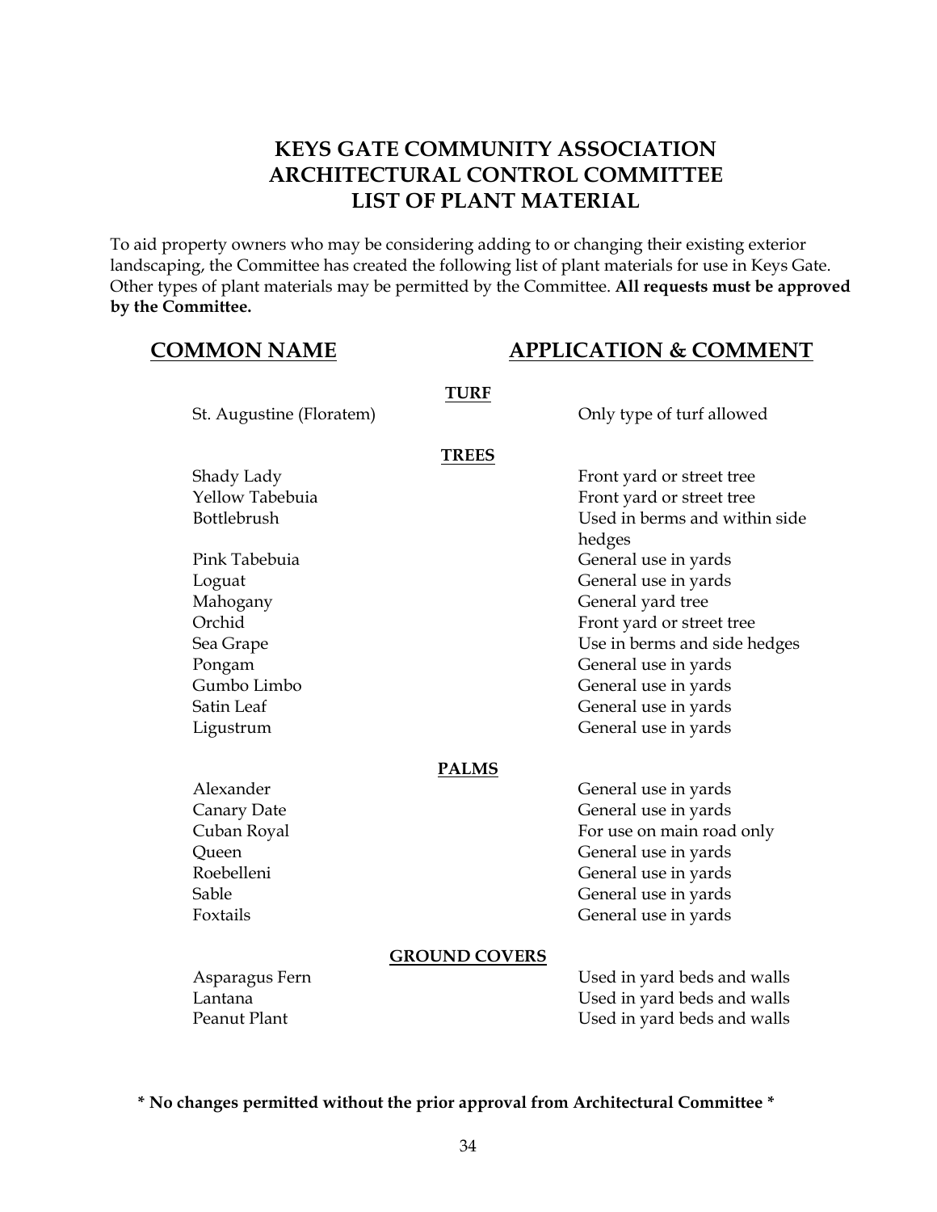# KEYS GATE COMMUNITY ASSOCIATION
# ARCHITECTURAL CONTROL COMMITTEE
# LIST OF PLANT MATERIAL

To aid property owners who may be considering adding to or changing their existing exterior landscaping, the Committee has created the following list of plant materials for use in Keys Gate. Other types of plant materials may be permitted by the Committee. **All requests must be approved by the Committee.**

| COMMON NAME | APPLICATION & COMMENT |
|---|---|
| **TURF** | |
| St. Augustine (Floratem) | Only type of turf allowed |
| **TREES** | |
| Shady Lady | Front yard or street tree |
| Yellow Tabebuia | Front yard or street tree |
| Bottlebrush | Used in berms and within side hedges |
| Pink Tabebuia | General use in yards |
| Loguat | General use in yards |
| Mahogany | General yard tree |
| Orchid | Front yard or street tree |
| Sea Grape | Use in berms and side hedges |
| Pongam | General use in yards |
| Gumbo Limbo | General use in yards |
| Satin Leaf | General use in yards |
| Ligustrum | General use in yards |
| **PALMS** | |
| Alexander | General use in yards |
| Canary Date | General use in yards |
| Cuban Royal | For use on main road only |
| Queen | General use in yards |
| Roebelleni | General use in yards |
| Sable | General use in yards |
| Foxtails | General use in yards |
| **GROUND COVERS** | |
| Asparagus Fern | Used in yard beds and walls |
| Lantana | Used in yard beds and walls |
| Peanut Plant | Used in yard beds and walls |

**\* No changes permitted without the prior approval from Architectural Committee \***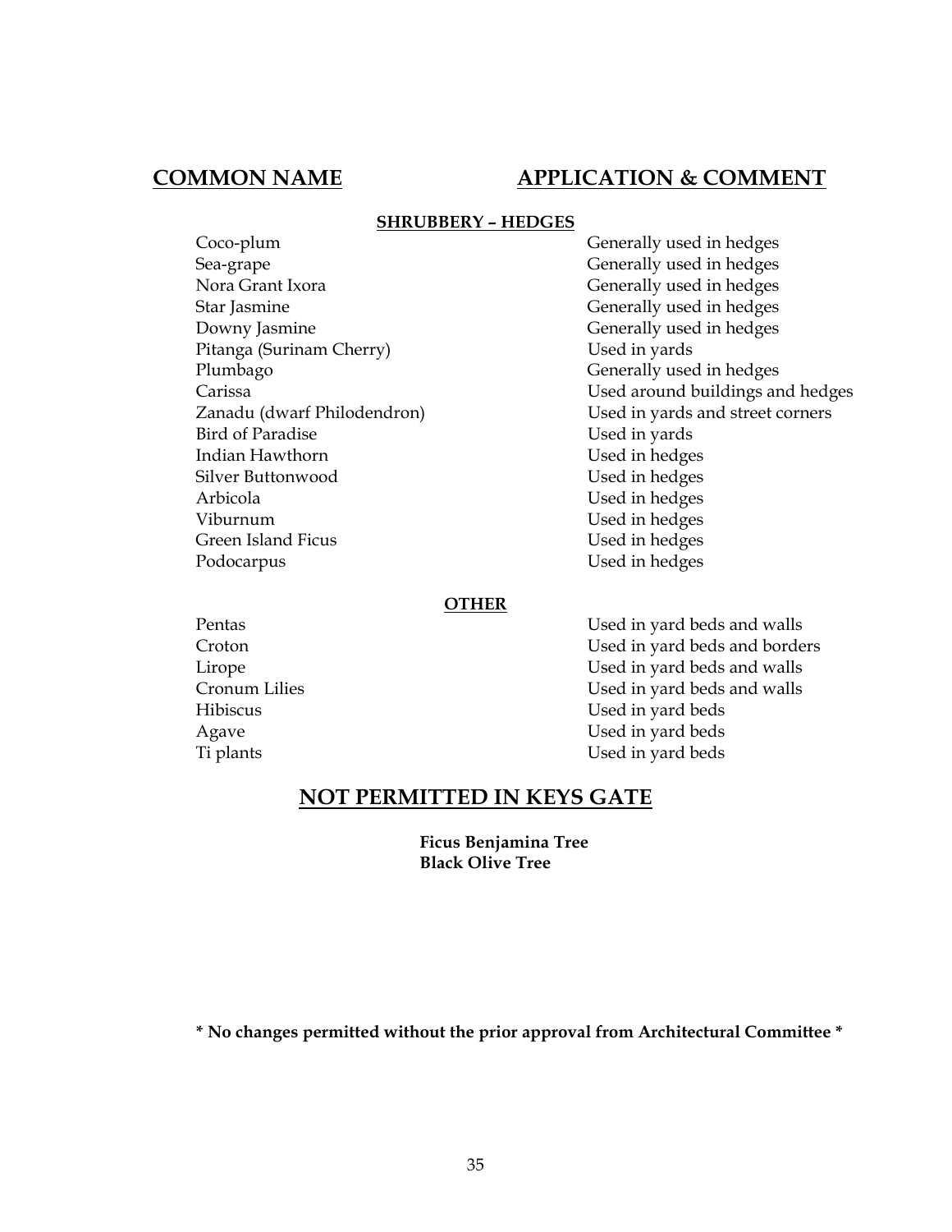| COMMON NAME | APPLICATION & COMMENT |
|---|---|
| **SHRUBBERY – HEDGES** | |
| Coco-plum | Generally used in hedges |
| Sea-grape | Generally used in hedges |
| Nora Grant Ixora | Generally used in hedges |
| Star Jasmine | Generally used in hedges |
| Downy Jasmine | Generally used in hedges |
| Pitanga (Surinam Cherry) | Used in yards |
| Plumbago | Generally used in hedges |
| Carissa | Used around buildings and hedges |
| Zanadu (dwarf Philodendron) | Used in yards and street corners |
| Bird of Paradise | Used in yards |
| Indian Hawthorn | Used in hedges |
| Silver Buttonwood | Used in hedges |
| Arbicola | Used in hedges |
| Viburnum | Used in hedges |
| Green Island Ficus | Used in hedges |
| Podocarpus | Used in hedges |
| **OTHER** | |
| Pentas | Used in yard beds and walls |
| Croton | Used in yard beds and borders |
| Lirope | Used in yard beds and walls |
| Cronum Lilies | Used in yard beds and walls |
| Hibiscus | Used in yard beds |
| Agave | Used in yard beds |
| Ti plants | Used in yard beds |

## NOT PERMITTED IN KEYS GATE

**Ficus Benjamina Tree**
**Black Olive Tree**

**\* No changes permitted without the prior approval from Architectural Committee \***